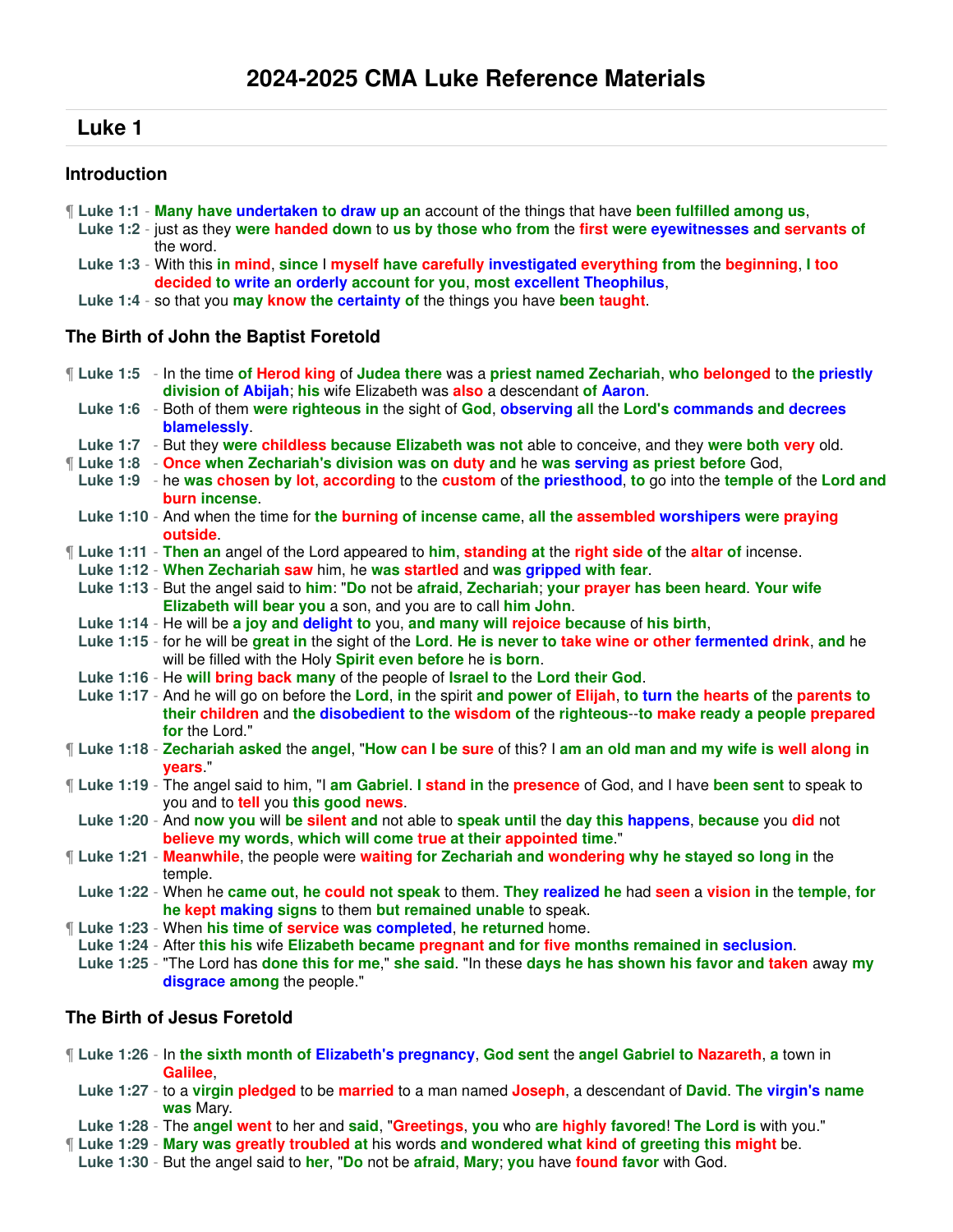# 2024-2025 CMA Luke Reference Materials

## Luke 1

### Introduction

¶ **Luke 1:1** - Many have undertaken to draw up an account of the things that have been fulfilled among us,
**Luke 1:2** - just as they were handed down to us by those who from the first were eyewitnesses and servants of the word.
**Luke 1:3** - With this in mind, since I myself have carefully investigated everything from the beginning, I too decided to write an orderly account for you, most excellent Theophilus,
**Luke 1:4** - so that you may know the certainty of the things you have been taught.

### The Birth of John the Baptist Foretold

¶ **Luke 1:5** - In the time of Herod king of Judea there was a priest named Zechariah, who belonged to the priestly division of Abijah; his wife Elizabeth was also a descendant of Aaron.
**Luke 1:6** - Both of them were righteous in the sight of God, observing all the Lord's commands and decrees blamelessly.
**Luke 1:7** - But they were childless because Elizabeth was not able to conceive, and they were both very old.
¶ **Luke 1:8** - Once when Zechariah's division was on duty and he was serving as priest before God,
**Luke 1:9** - he was chosen by lot, according to the custom of the priesthood, to go into the temple of the Lord and burn incense.
**Luke 1:10** - And when the time for the burning of incense came, all the assembled worshipers were praying outside.
¶ **Luke 1:11** - Then an angel of the Lord appeared to him, standing at the right side of the altar of incense.
**Luke 1:12** - When Zechariah saw him, he was startled and was gripped with fear.
**Luke 1:13** - But the angel said to him: "Do not be afraid, Zechariah; your prayer has been heard. Your wife Elizabeth will bear you a son, and you are to call him John.
**Luke 1:14** - He will be a joy and delight to you, and many will rejoice because of his birth,
**Luke 1:15** - for he will be great in the sight of the Lord. He is never to take wine or other fermented drink, and he will be filled with the Holy Spirit even before he is born.
**Luke 1:16** - He will bring back many of the people of Israel to the Lord their God.
**Luke 1:17** - And he will go on before the Lord, in the spirit and power of Elijah, to turn the hearts of the parents to their children and the disobedient to the wisdom of the righteous--to make ready a people prepared for the Lord."
¶ **Luke 1:18** - Zechariah asked the angel, "How can I be sure of this? I am an old man and my wife is well along in years."
¶ **Luke 1:19** - The angel said to him, "I am Gabriel. I stand in the presence of God, and I have been sent to speak to you and to tell you this good news.
**Luke 1:20** - And now you will be silent and not able to speak until the day this happens, because you did not believe my words, which will come true at their appointed time."
¶ **Luke 1:21** - Meanwhile, the people were waiting for Zechariah and wondering why he stayed so long in the temple.
**Luke 1:22** - When he came out, he could not speak to them. They realized he had seen a vision in the temple, for he kept making signs to them but remained unable to speak.
¶ **Luke 1:23** - When his time of service was completed, he returned home.
**Luke 1:24** - After this his wife Elizabeth became pregnant and for five months remained in seclusion.
**Luke 1:25** - "The Lord has done this for me," she said. "In these days he has shown his favor and taken away my disgrace among the people."

### The Birth of Jesus Foretold

¶ **Luke 1:26** - In the sixth month of Elizabeth's pregnancy, God sent the angel Gabriel to Nazareth, a town in Galilee,
**Luke 1:27** - to a virgin pledged to be married to a man named Joseph, a descendant of David. The virgin's name was Mary.
**Luke 1:28** - The angel went to her and said, "Greetings, you who are highly favored! The Lord is with you."
¶ **Luke 1:29** - Mary was greatly troubled at his words and wondered what kind of greeting this might be.
**Luke 1:30** - But the angel said to her, "Do not be afraid, Mary; you have found favor with God.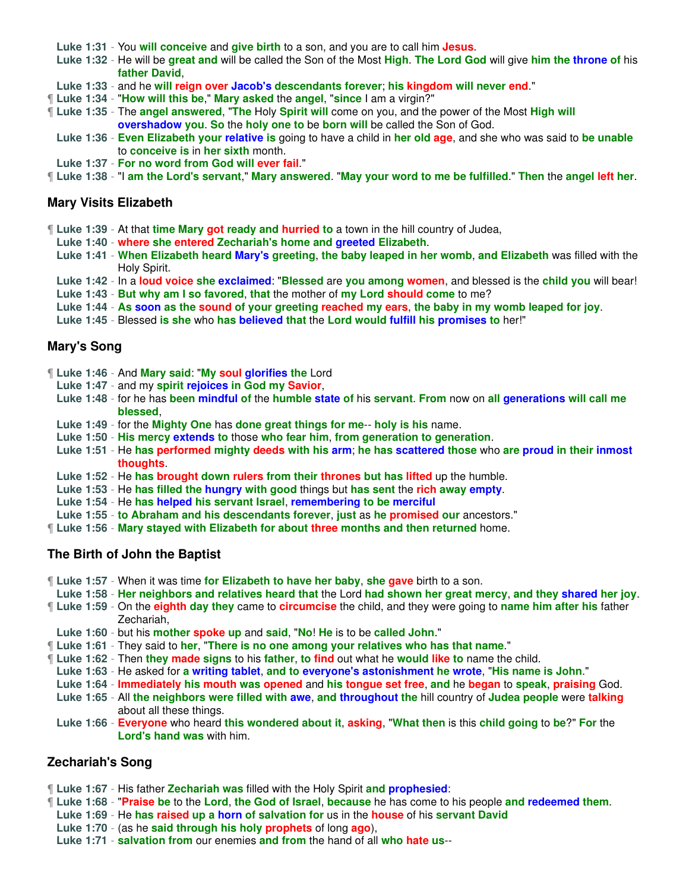**Luke 1:31** - You will conceive and give birth to a son, and you are to call him Jesus.

**Luke 1:32** - He will be great and will be called the Son of the Most High. The Lord God will give him the throne of his father David,

**Luke 1:33** - and he will reign over Jacob's descendants forever; his kingdom will never end."

¶ **Luke 1:34** - "How will this be," Mary asked the angel, "since I am a virgin?"

¶ **Luke 1:35** - The angel answered, "The Holy Spirit will come on you, and the power of the Most High will overshadow you. So the holy one to be born will be called the Son of God.

**Luke 1:36** - Even Elizabeth your relative is going to have a child in her old age, and she who was said to be unable to conceive is in her sixth month.

**Luke 1:37** - For no word from God will ever fail."

¶ **Luke 1:38** - "I am the Lord's servant," Mary answered. "May your word to me be fulfilled." Then the angel left her.

## Mary Visits Elizabeth

¶ **Luke 1:39** - At that time Mary got ready and hurried to a town in the hill country of Judea,

**Luke 1:40** - where she entered Zechariah's home and greeted Elizabeth.

**Luke 1:41** - When Elizabeth heard Mary's greeting, the baby leaped in her womb, and Elizabeth was filled with the Holy Spirit.

**Luke 1:42** - In a loud voice she exclaimed: "Blessed are you among women, and blessed is the child you will bear!

**Luke 1:43** - But why am I so favored, that the mother of my Lord should come to me?

**Luke 1:44** - As soon as the sound of your greeting reached my ears, the baby in my womb leaped for joy.

**Luke 1:45** - Blessed is she who has believed that the Lord would fulfill his promises to her!"

## Mary's Song

¶ **Luke 1:46** - And Mary said: "My soul glorifies the Lord

**Luke 1:47** - and my spirit rejoices in God my Savior,

**Luke 1:48** - for he has been mindful of the humble state of his servant. From now on all generations will call me blessed,

**Luke 1:49** - for the Mighty One has done great things for me-- holy is his name.

**Luke 1:50** - His mercy extends to those who fear him, from generation to generation.

**Luke 1:51** - He has performed mighty deeds with his arm; he has scattered those who are proud in their inmost thoughts.

**Luke 1:52** - He has brought down rulers from their thrones but has lifted up the humble.

**Luke 1:53** - He has filled the hungry with good things but has sent the rich away empty.

**Luke 1:54** - He has helped his servant Israel, remembering to be merciful

**Luke 1:55** - to Abraham and his descendants forever, just as he promised our ancestors."

¶ **Luke 1:56** - Mary stayed with Elizabeth for about three months and then returned home.

## The Birth of John the Baptist

¶ **Luke 1:57** - When it was time for Elizabeth to have her baby, she gave birth to a son.

**Luke 1:58** - Her neighbors and relatives heard that the Lord had shown her great mercy, and they shared her joy.

¶ **Luke 1:59** - On the eighth day they came to circumcise the child, and they were going to name him after his father Zechariah,

**Luke 1:60** - but his mother spoke up and said, "No! He is to be called John."

¶ **Luke 1:61** - They said to her, "There is no one among your relatives who has that name."

¶ **Luke 1:62** - Then they made signs to his father, to find out what he would like to name the child.

**Luke 1:63** - He asked for a writing tablet, and to everyone's astonishment he wrote, "His name is John."

**Luke 1:64** - Immediately his mouth was opened and his tongue set free, and he began to speak, praising God.

**Luke 1:65** - All the neighbors were filled with awe, and throughout the hill country of Judea people were talking about all these things.

**Luke 1:66** - Everyone who heard this wondered about it, asking, "What then is this child going to be?" For the Lord's hand was with him.

## Zechariah's Song

¶ **Luke 1:67** - His father Zechariah was filled with the Holy Spirit and prophesied:

¶ **Luke 1:68** - "Praise be to the Lord, the God of Israel, because he has come to his people and redeemed them.

**Luke 1:69** - He has raised up a horn of salvation for us in the house of his servant David

**Luke 1:70** - (as he said through his holy prophets of long ago),

**Luke 1:71** - salvation from our enemies and from the hand of all who hate us--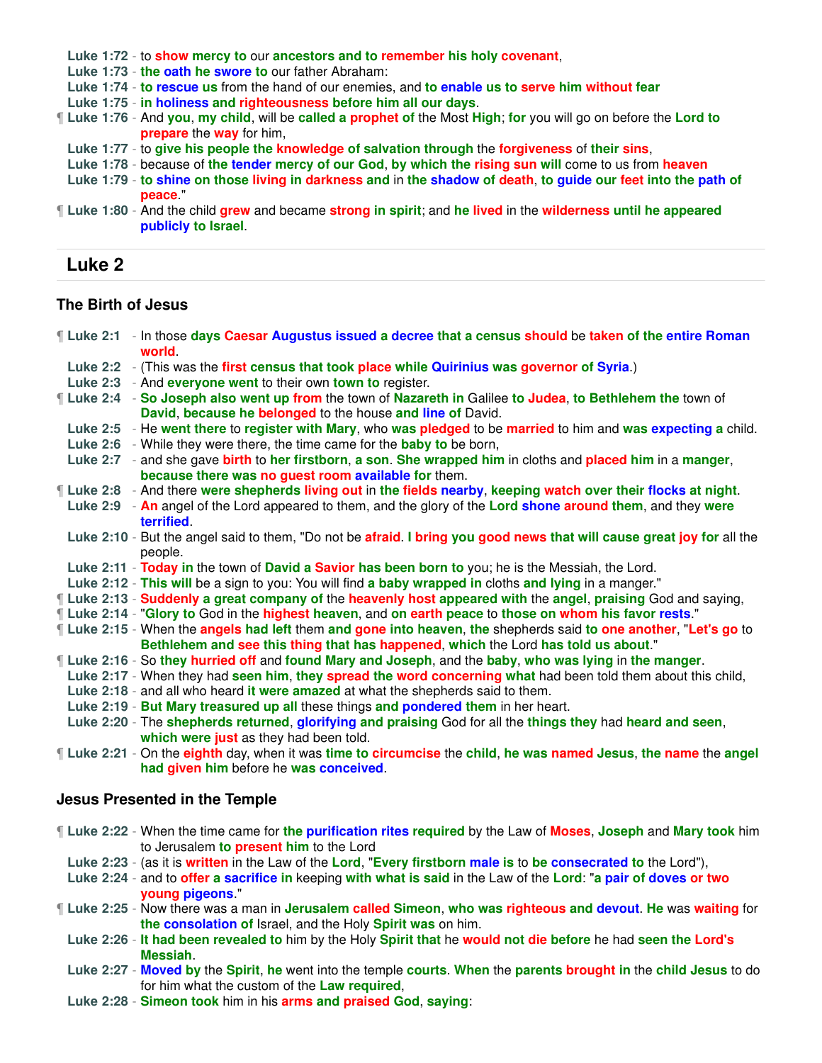**Luke 1:72** - to show mercy to our ancestors and to remember his holy covenant,
**Luke 1:73** - the oath he swore to our father Abraham:
**Luke 1:74** - to rescue us from the hand of our enemies, and to enable us to serve him without fear
**Luke 1:75** - in holiness and righteousness before him all our days.
¶ **Luke 1:76** - And you, my child, will be called a prophet of the Most High; for you will go on before the Lord to prepare the way for him,
**Luke 1:77** - to give his people the knowledge of salvation through the forgiveness of their sins,
**Luke 1:78** - because of the tender mercy of our God, by which the rising sun will come to us from heaven
**Luke 1:79** - to shine on those living in darkness and in the shadow of death, to guide our feet into the path of peace."
¶ **Luke 1:80** - And the child grew and became strong in spirit; and he lived in the wilderness until he appeared publicly to Israel.

## Luke 2

### The Birth of Jesus

¶ **Luke 2:1** - In those days Caesar Augustus issued a decree that a census should be taken of the entire Roman world.
**Luke 2:2** - (This was the first census that took place while Quirinius was governor of Syria.)
**Luke 2:3** - And everyone went to their own town to register.
¶ **Luke 2:4** - So Joseph also went up from the town of Nazareth in Galilee to Judea, to Bethlehem the town of David, because he belonged to the house and line of David.
**Luke 2:5** - He went there to register with Mary, who was pledged to be married to him and was expecting a child.
**Luke 2:6** - While they were there, the time came for the baby to be born,
**Luke 2:7** - and she gave birth to her firstborn, a son. She wrapped him in cloths and placed him in a manger, because there was no guest room available for them.
¶ **Luke 2:8** - And there were shepherds living out in the fields nearby, keeping watch over their flocks at night.
**Luke 2:9** - An angel of the Lord appeared to them, and the glory of the Lord shone around them, and they were terrified.
**Luke 2:10** - But the angel said to them, "Do not be afraid. I bring you good news that will cause great joy for all the people.
**Luke 2:11** - Today in the town of David a Savior has been born to you; he is the Messiah, the Lord.
**Luke 2:12** - This will be a sign to you: You will find a baby wrapped in cloths and lying in a manger."
¶ **Luke 2:13** - Suddenly a great company of the heavenly host appeared with the angel, praising God and saying,
¶ **Luke 2:14** - "Glory to God in the highest heaven, and on earth peace to those on whom his favor rests."
¶ **Luke 2:15** - When the angels had left them and gone into heaven, the shepherds said to one another, "Let's go to Bethlehem and see this thing that has happened, which the Lord has told us about."
¶ **Luke 2:16** - So they hurried off and found Mary and Joseph, and the baby, who was lying in the manger.
**Luke 2:17** - When they had seen him, they spread the word concerning what had been told them about this child,
**Luke 2:18** - and all who heard it were amazed at what the shepherds said to them.
**Luke 2:19** - But Mary treasured up all these things and pondered them in her heart.
**Luke 2:20** - The shepherds returned, glorifying and praising God for all the things they had heard and seen, which were just as they had been told.
¶ **Luke 2:21** - On the eighth day, when it was time to circumcise the child, he was named Jesus, the name the angel had given him before he was conceived.

### Jesus Presented in the Temple

¶ **Luke 2:22** - When the time came for the purification rites required by the Law of Moses, Joseph and Mary took him to Jerusalem to present him to the Lord
**Luke 2:23** - (as it is written in the Law of the Lord, "Every firstborn male is to be consecrated to the Lord"),
**Luke 2:24** - and to offer a sacrifice in keeping with what is said in the Law of the Lord: "a pair of doves or two young pigeons."
¶ **Luke 2:25** - Now there was a man in Jerusalem called Simeon, who was righteous and devout. He was waiting for the consolation of Israel, and the Holy Spirit was on him.
**Luke 2:26** - It had been revealed to him by the Holy Spirit that he would not die before he had seen the Lord's Messiah.
**Luke 2:27** - Moved by the Spirit, he went into the temple courts. When the parents brought in the child Jesus to do for him what the custom of the Law required,
**Luke 2:28** - Simeon took him in his arms and praised God, saying: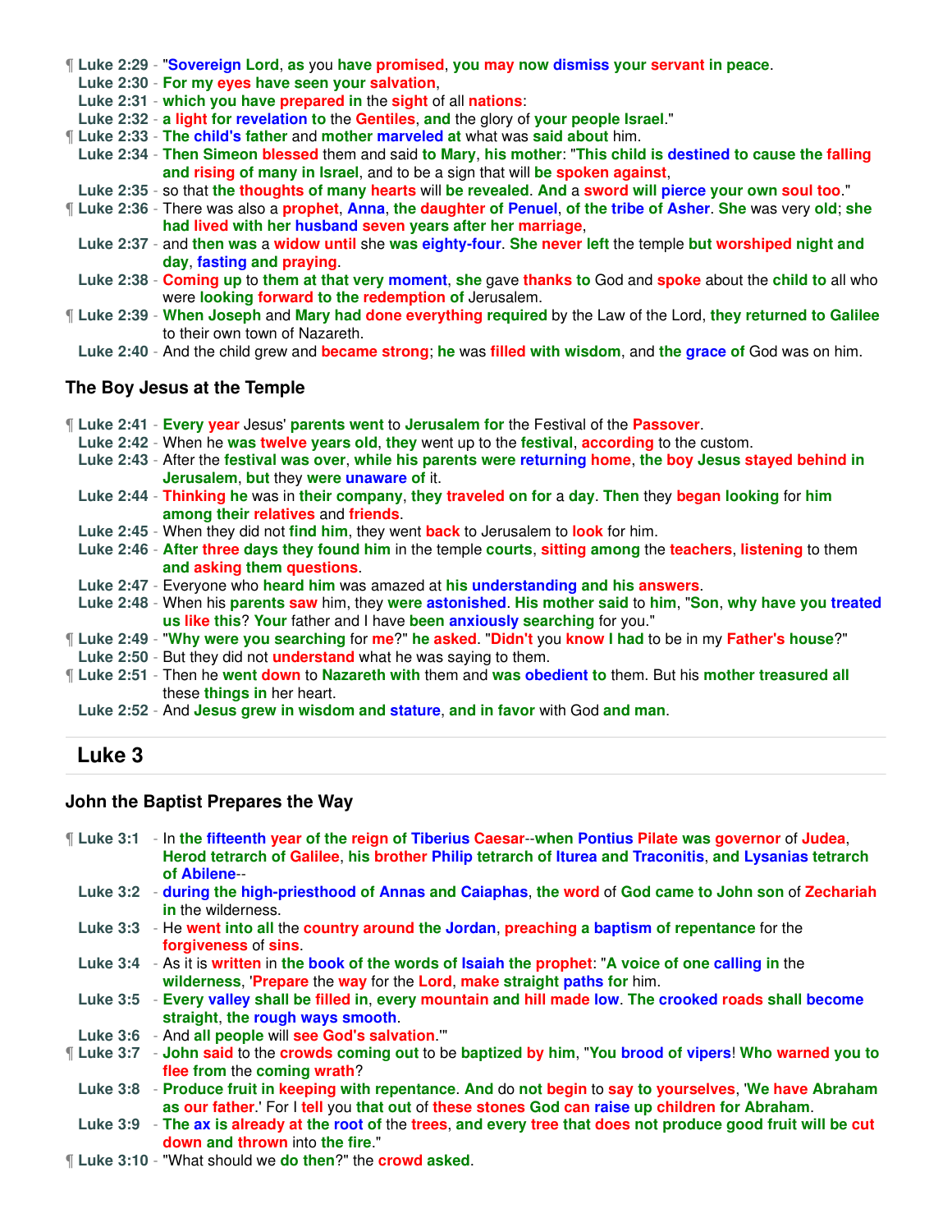¶ **Luke 2:29** - "Sovereign Lord, as you have promised, you may now dismiss your servant in peace.
**Luke 2:30** - For my eyes have seen your salvation,
**Luke 2:31** - which you have prepared in the sight of all nations:
**Luke 2:32** - a light for revelation to the Gentiles, and the glory of your people Israel."
¶ **Luke 2:33** - The child's father and mother marveled at what was said about him.
**Luke 2:34** - Then Simeon blessed them and said to Mary, his mother: "This child is destined to cause the falling and rising of many in Israel, and to be a sign that will be spoken against,
**Luke 2:35** - so that the thoughts of many hearts will be revealed. And a sword will pierce your own soul too."
¶ **Luke 2:36** - There was also a prophet, Anna, the daughter of Penuel, of the tribe of Asher. She was very old; she had lived with her husband seven years after her marriage,
**Luke 2:37** - and then was a widow until she was eighty-four. She never left the temple but worshiped night and day, fasting and praying.
**Luke 2:38** - Coming up to them at that very moment, she gave thanks to God and spoke about the child to all who were looking forward to the redemption of Jerusalem.
¶ **Luke 2:39** - When Joseph and Mary had done everything required by the Law of the Lord, they returned to Galilee to their own town of Nazareth.
**Luke 2:40** - And the child grew and became strong; he was filled with wisdom, and the grace of God was on him.

### The Boy Jesus at the Temple

¶ **Luke 2:41** - Every year Jesus' parents went to Jerusalem for the Festival of the Passover.
**Luke 2:42** - When he was twelve years old, they went up to the festival, according to the custom.
**Luke 2:43** - After the festival was over, while his parents were returning home, the boy Jesus stayed behind in Jerusalem, but they were unaware of it.
**Luke 2:44** - Thinking he was in their company, they traveled on for a day. Then they began looking for him among their relatives and friends.
**Luke 2:45** - When they did not find him, they went back to Jerusalem to look for him.
**Luke 2:46** - After three days they found him in the temple courts, sitting among the teachers, listening to them and asking them questions.
**Luke 2:47** - Everyone who heard him was amazed at his understanding and his answers.
**Luke 2:48** - When his parents saw him, they were astonished. His mother said to him, "Son, why have you treated us like this? Your father and I have been anxiously searching for you."
¶ **Luke 2:49** - "Why were you searching for me?" he asked. "Didn't you know I had to be in my Father's house?"
**Luke 2:50** - But they did not understand what he was saying to them.
¶ **Luke 2:51** - Then he went down to Nazareth with them and was obedient to them. But his mother treasured all these things in her heart.
**Luke 2:52** - And Jesus grew in wisdom and stature, and in favor with God and man.

## Luke 3

### John the Baptist Prepares the Way

¶ **Luke 3:1** - In the fifteenth year of the reign of Tiberius Caesar--when Pontius Pilate was governor of Judea, Herod tetrarch of Galilee, his brother Philip tetrarch of Iturea and Traconitis, and Lysanias tetrarch of Abilene--
**Luke 3:2** - during the high-priesthood of Annas and Caiaphas, the word of God came to John son of Zechariah in the wilderness.
**Luke 3:3** - He went into all the country around the Jordan, preaching a baptism of repentance for the forgiveness of sins.
**Luke 3:4** - As it is written in the book of the words of Isaiah the prophet: "A voice of one calling in the wilderness, 'Prepare the way for the Lord, make straight paths for him.
**Luke 3:5** - Every valley shall be filled in, every mountain and hill made low. The crooked roads shall become straight, the rough ways smooth.
**Luke 3:6** - And all people will see God's salvation.'"
¶ **Luke 3:7** - John said to the crowds coming out to be baptized by him, "You brood of vipers! Who warned you to flee from the coming wrath?
**Luke 3:8** - Produce fruit in keeping with repentance. And do not begin to say to yourselves, 'We have Abraham as our father.' For I tell you that out of these stones God can raise up children for Abraham.
**Luke 3:9** - The ax is already at the root of the trees, and every tree that does not produce good fruit will be cut down and thrown into the fire."
¶ **Luke 3:10** - "What should we do then?" the crowd asked.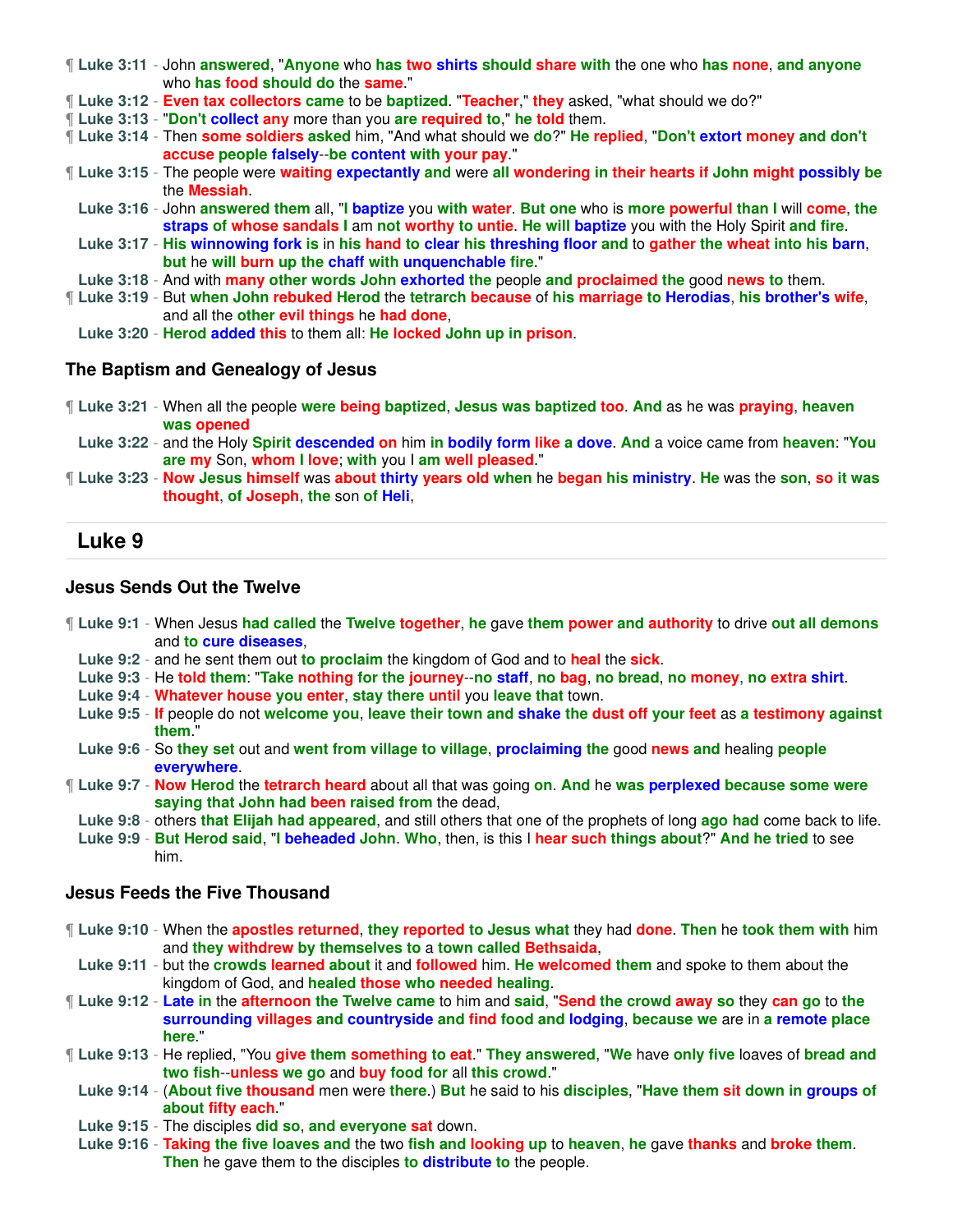¶ **Luke 3:11** - John answered, "Anyone who has two shirts should share with the one who has none, and anyone who has food should do the same."
¶ **Luke 3:12** - Even tax collectors came to be baptized. "Teacher," they asked, "what should we do?"
¶ **Luke 3:13** - "Don't collect any more than you are required to," he told them.
¶ **Luke 3:14** - Then some soldiers asked him, "And what should we do?" He replied, "Don't extort money and don't accuse people falsely--be content with your pay."
¶ **Luke 3:15** - The people were waiting expectantly and were all wondering in their hearts if John might possibly be the Messiah.
**Luke 3:16** - John answered them all, "I baptize you with water. But one who is more powerful than I will come, the straps of whose sandals I am not worthy to untie. He will baptize you with the Holy Spirit and fire.
**Luke 3:17** - His winnowing fork is in his hand to clear his threshing floor and to gather the wheat into his barn, but he will burn up the chaff with unquenchable fire."
**Luke 3:18** - And with many other words John exhorted the people and proclaimed the good news to them.
¶ **Luke 3:19** - But when John rebuked Herod the tetrarch because of his marriage to Herodias, his brother's wife, and all the other evil things he had done,
**Luke 3:20** - Herod added this to them all: He locked John up in prison.

### The Baptism and Genealogy of Jesus

¶ **Luke 3:21** - When all the people were being baptized, Jesus was baptized too. And as he was praying, heaven was opened
**Luke 3:22** - and the Holy Spirit descended on him in bodily form like a dove. And a voice came from heaven: "You are my Son, whom I love; with you I am well pleased."
¶ **Luke 3:23** - Now Jesus himself was about thirty years old when he began his ministry. He was the son, so it was thought, of Joseph, the son of Heli,

## Luke 9

### Jesus Sends Out the Twelve

¶ **Luke 9:1** - When Jesus had called the Twelve together, he gave them power and authority to drive out all demons and to cure diseases,
**Luke 9:2** - and he sent them out to proclaim the kingdom of God and to heal the sick.
**Luke 9:3** - He told them: "Take nothing for the journey--no staff, no bag, no bread, no money, no extra shirt.
**Luke 9:4** - Whatever house you enter, stay there until you leave that town.
**Luke 9:5** - If people do not welcome you, leave their town and shake the dust off your feet as a testimony against them."
**Luke 9:6** - So they set out and went from village to village, proclaiming the good news and healing people everywhere.
¶ **Luke 9:7** - Now Herod the tetrarch heard about all that was going on. And he was perplexed because some were saying that John had been raised from the dead,
**Luke 9:8** - others that Elijah had appeared, and still others that one of the prophets of long ago had come back to life.
**Luke 9:9** - But Herod said, "I beheaded John. Who, then, is this I hear such things about?" And he tried to see him.

### Jesus Feeds the Five Thousand

¶ **Luke 9:10** - When the apostles returned, they reported to Jesus what they had done. Then he took them with him and they withdrew by themselves to a town called Bethsaida,
**Luke 9:11** - but the crowds learned about it and followed him. He welcomed them and spoke to them about the kingdom of God, and healed those who needed healing.
¶ **Luke 9:12** - Late in the afternoon the Twelve came to him and said, "Send the crowd away so they can go to the surrounding villages and countryside and find food and lodging, because we are in a remote place here."
¶ **Luke 9:13** - He replied, "You give them something to eat." They answered, "We have only five loaves of bread and two fish--unless we go and buy food for all this crowd."
**Luke 9:14** - (About five thousand men were there.) But he said to his disciples, "Have them sit down in groups of about fifty each."
**Luke 9:15** - The disciples did so, and everyone sat down.
**Luke 9:16** - Taking the five loaves and the two fish and looking up to heaven, he gave thanks and broke them. Then he gave them to the disciples to distribute to the people.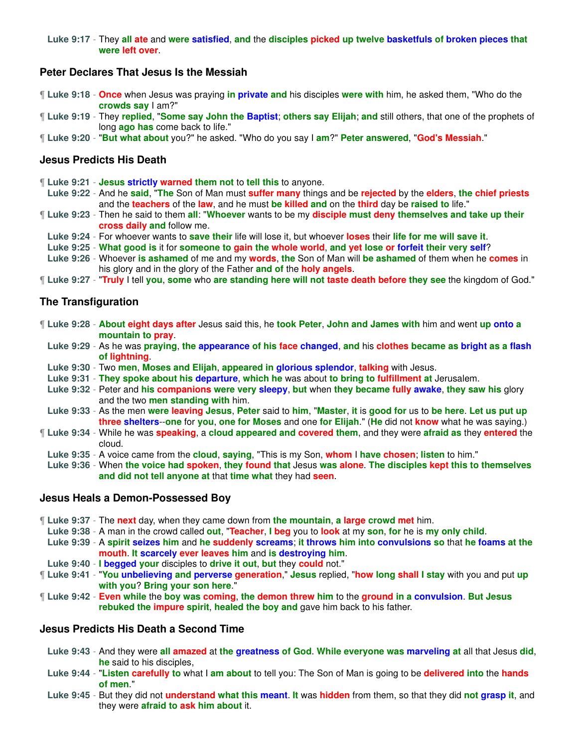**Luke 9:17** - They all ate and were satisfied, and the disciples picked up twelve basketfuls of broken pieces that were left over.

### Peter Declares That Jesus Is the Messiah

¶ **Luke 9:18** - Once when Jesus was praying in private and his disciples were with him, he asked them, "Who do the crowds say I am?"

¶ **Luke 9:19** - They replied, "Some say John the Baptist; others say Elijah; and still others, that one of the prophets of long ago has come back to life."

¶ **Luke 9:20** - "But what about you?" he asked. "Who do you say I am?" Peter answered, "God's Messiah."

### Jesus Predicts His Death

¶ **Luke 9:21** - Jesus strictly warned them not to tell this to anyone.

**Luke 9:22** - And he said, "The Son of Man must suffer many things and be rejected by the elders, the chief priests and the teachers of the law, and he must be killed and on the third day be raised to life."

¶ **Luke 9:23** - Then he said to them all: "Whoever wants to be my disciple must deny themselves and take up their cross daily and follow me.

**Luke 9:24** - For whoever wants to save their life will lose it, but whoever loses their life for me will save it.

**Luke 9:25** - What good is it for someone to gain the whole world, and yet lose or forfeit their very self?

**Luke 9:26** - Whoever is ashamed of me and my words, the Son of Man will be ashamed of them when he comes in his glory and in the glory of the Father and of the holy angels.

¶ **Luke 9:27** - "Truly I tell you, some who are standing here will not taste death before they see the kingdom of God."

### The Transfiguration

¶ **Luke 9:28** - About eight days after Jesus said this, he took Peter, John and James with him and went up onto a mountain to pray.

**Luke 9:29** - As he was praying, the appearance of his face changed, and his clothes became as bright as a flash of lightning.

**Luke 9:30** - Two men, Moses and Elijah, appeared in glorious splendor, talking with Jesus.

**Luke 9:31** - They spoke about his departure, which he was about to bring to fulfillment at Jerusalem.

**Luke 9:32** - Peter and his companions were very sleepy, but when they became fully awake, they saw his glory and the two men standing with him.

**Luke 9:33** - As the men were leaving Jesus, Peter said to him, "Master, it is good for us to be here. Let us put up three shelters--one for you, one for Moses and one for Elijah." (He did not know what he was saying.)

¶ **Luke 9:34** - While he was speaking, a cloud appeared and covered them, and they were afraid as they entered the cloud.

**Luke 9:35** - A voice came from the cloud, saying, "This is my Son, whom I have chosen; listen to him."

**Luke 9:36** - When the voice had spoken, they found that Jesus was alone. The disciples kept this to themselves and did not tell anyone at that time what they had seen.

### Jesus Heals a Demon-Possessed Boy

¶ **Luke 9:37** - The next day, when they came down from the mountain, a large crowd met him.

**Luke 9:38** - A man in the crowd called out, "Teacher, I beg you to look at my son, for he is my only child.

**Luke 9:39** - A spirit seizes him and he suddenly screams; it throws him into convulsions so that he foams at the mouth. It scarcely ever leaves him and is destroying him.

**Luke 9:40** - I begged your disciples to drive it out, but they could not."

¶ **Luke 9:41** - "You unbelieving and perverse generation," Jesus replied, "how long shall I stay with you and put up with you? Bring your son here."

¶ **Luke 9:42** - Even while the boy was coming, the demon threw him to the ground in a convulsion. But Jesus rebuked the impure spirit, healed the boy and gave him back to his father.

### Jesus Predicts His Death a Second Time

**Luke 9:43** - And they were all amazed at the greatness of God. While everyone was marveling at all that Jesus did, he said to his disciples,

**Luke 9:44** - "Listen carefully to what I am about to tell you: The Son of Man is going to be delivered into the hands of men."

**Luke 9:45** - But they did not understand what this meant. It was hidden from them, so that they did not grasp it, and they were afraid to ask him about it.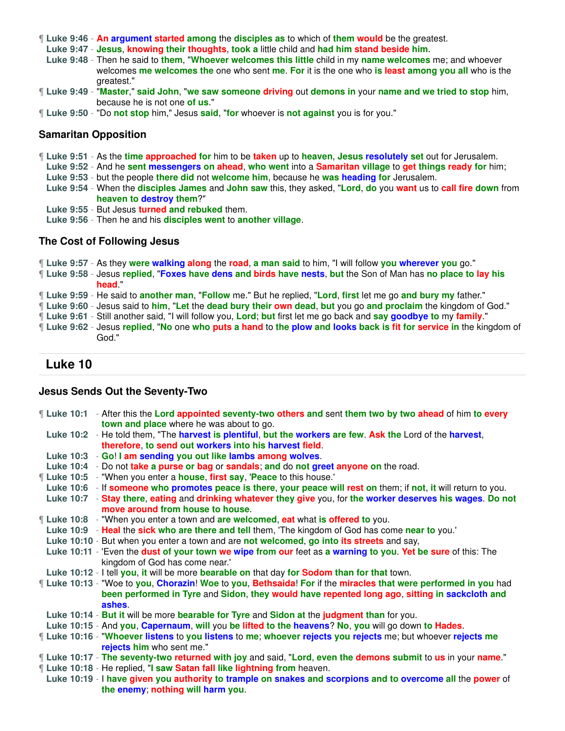¶ **Luke 9:46** - An argument started among the disciples as to which of them would be the greatest.
**Luke 9:47** - Jesus, knowing their thoughts, took a little child and had him stand beside him.
**Luke 9:48** - Then he said to them, "Whoever welcomes this little child in my name welcomes me; and whoever welcomes me welcomes the one who sent me. For it is the one who is least among you all who is the greatest."
¶ **Luke 9:49** - "Master," said John, "we saw someone driving out demons in your name and we tried to stop him, because he is not one of us."
¶ **Luke 9:50** - "Do not stop him," Jesus said, "for whoever is not against you is for you."

### Samaritan Opposition

¶ **Luke 9:51** - As the time approached for him to be taken up to heaven, Jesus resolutely set out for Jerusalem.
**Luke 9:52** - And he sent messengers on ahead, who went into a Samaritan village to get things ready for him;
**Luke 9:53** - but the people there did not welcome him, because he was heading for Jerusalem.
**Luke 9:54** - When the disciples James and John saw this, they asked, "Lord, do you want us to call fire down from heaven to destroy them?"
**Luke 9:55** - But Jesus turned and rebuked them.
**Luke 9:56** - Then he and his disciples went to another village.

### The Cost of Following Jesus

¶ **Luke 9:57** - As they were walking along the road, a man said to him, "I will follow you wherever you go."
¶ **Luke 9:58** - Jesus replied, "Foxes have dens and birds have nests, but the Son of Man has no place to lay his head."
¶ **Luke 9:59** - He said to another man, "Follow me." But he replied, "Lord, first let me go and bury my father."
¶ **Luke 9:60** - Jesus said to him, "Let the dead bury their own dead, but you go and proclaim the kingdom of God."
¶ **Luke 9:61** - Still another said, "I will follow you, Lord; but first let me go back and say goodbye to my family."
¶ **Luke 9:62** - Jesus replied, "No one who puts a hand to the plow and looks back is fit for service in the kingdom of God."

## Luke 10

### Jesus Sends Out the Seventy-Two

¶ **Luke 10:1** - After this the Lord appointed seventy-two others and sent them two by two ahead of him to every town and place where he was about to go.
**Luke 10:2** - He told them, "The harvest is plentiful, but the workers are few. Ask the Lord of the harvest, therefore, to send out workers into his harvest field.
**Luke 10:3** - Go! I am sending you out like lambs among wolves.
**Luke 10:4** - Do not take a purse or bag or sandals; and do not greet anyone on the road.
¶ **Luke 10:5** - "When you enter a house, first say, 'Peace to this house.'
**Luke 10:6** - If someone who promotes peace is there, your peace will rest on them; if not, it will return to you.
**Luke 10:7** - Stay there, eating and drinking whatever they give you, for the worker deserves his wages. Do not move around from house to house.
¶ **Luke 10:8** - "When you enter a town and are welcomed, eat what is offered to you.
**Luke 10:9** - Heal the sick who are there and tell them, 'The kingdom of God has come near to you.'
**Luke 10:10** - But when you enter a town and are not welcomed, go into its streets and say,
**Luke 10:11** - 'Even the dust of your town we wipe from our feet as a warning to you. Yet be sure of this: The kingdom of God has come near.'
**Luke 10:12** - I tell you, it will be more bearable on that day for Sodom than for that town.
¶ **Luke 10:13** - "Woe to you, Chorazin! Woe to you, Bethsaida! For if the miracles that were performed in you had been performed in Tyre and Sidon, they would have repented long ago, sitting in sackcloth and ashes.
**Luke 10:14** - But it will be more bearable for Tyre and Sidon at the judgment than for you.
**Luke 10:15** - And you, Capernaum, will you be lifted to the heavens? No, you will go down to Hades.
¶ **Luke 10:16** - "Whoever listens to you listens to me; whoever rejects you rejects me; but whoever rejects me rejects him who sent me."
¶ **Luke 10:17** - The seventy-two returned with joy and said, "Lord, even the demons submit to us in your name."
¶ **Luke 10:18** - He replied, "I saw Satan fall like lightning from heaven.
**Luke 10:19** - I have given you authority to trample on snakes and scorpions and to overcome all the power of the enemy; nothing will harm you.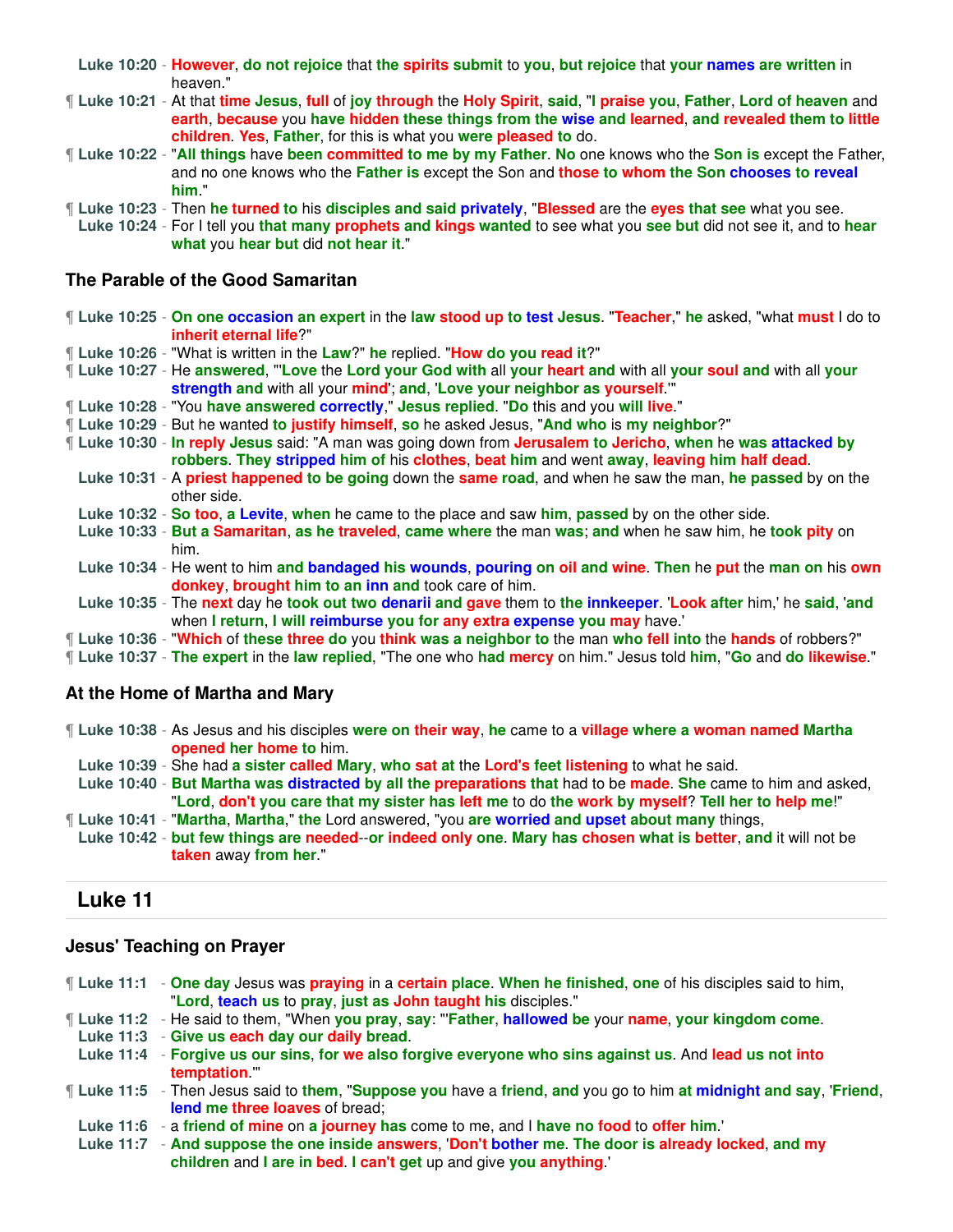Luke 10:20 - However, do not rejoice that the spirits submit to you, but rejoice that your names are written in heaven."

¶ Luke 10:21 - At that time Jesus, full of joy through the Holy Spirit, said, "I praise you, Father, Lord of heaven and earth, because you have hidden these things from the wise and learned, and revealed them to little children. Yes, Father, for this is what you were pleased to do.

¶ Luke 10:22 - "All things have been committed to me by my Father. No one knows who the Son is except the Father, and no one knows who the Father is except the Son and those to whom the Son chooses to reveal him."

¶ Luke 10:23 - Then he turned to his disciples and said privately, "Blessed are the eyes that see what you see.

Luke 10:24 - For I tell you that many prophets and kings wanted to see what you see but did not see it, and to hear what you hear but did not hear it."

### The Parable of the Good Samaritan

¶ Luke 10:25 - On one occasion an expert in the law stood up to test Jesus. "Teacher," he asked, "what must I do to inherit eternal life?"

¶ Luke 10:26 - "What is written in the Law?" he replied. "How do you read it?"

¶ Luke 10:27 - He answered, "'Love the Lord your God with all your heart and with all your soul and with all your strength and with all your mind'; and, 'Love your neighbor as yourself.'"

¶ Luke 10:28 - "You have answered correctly," Jesus replied. "Do this and you will live."

¶ Luke 10:29 - But he wanted to justify himself, so he asked Jesus, "And who is my neighbor?"

¶ Luke 10:30 - In reply Jesus said: "A man was going down from Jerusalem to Jericho, when he was attacked by robbers. They stripped him of his clothes, beat him and went away, leaving him half dead.

Luke 10:31 - A priest happened to be going down the same road, and when he saw the man, he passed by on the other side.

Luke 10:32 - So too, a Levite, when he came to the place and saw him, passed by on the other side.

Luke 10:33 - But a Samaritan, as he traveled, came where the man was; and when he saw him, he took pity on him.

Luke 10:34 - He went to him and bandaged his wounds, pouring on oil and wine. Then he put the man on his own donkey, brought him to an inn and took care of him.

Luke 10:35 - The next day he took out two denarii and gave them to the innkeeper. 'Look after him,' he said, 'and when I return, I will reimburse you for any extra expense you may have.'

¶ Luke 10:36 - "Which of these three do you think was a neighbor to the man who fell into the hands of robbers?"

¶ Luke 10:37 - The expert in the law replied, "The one who had mercy on him." Jesus told him, "Go and do likewise."

### At the Home of Martha and Mary

¶ Luke 10:38 - As Jesus and his disciples were on their way, he came to a village where a woman named Martha opened her home to him.

Luke 10:39 - She had a sister called Mary, who sat at the Lord's feet listening to what he said.

Luke 10:40 - But Martha was distracted by all the preparations that had to be made. She came to him and asked, "Lord, don't you care that my sister has left me to do the work by myself? Tell her to help me!"

¶ Luke 10:41 - "Martha, Martha," the Lord answered, "you are worried and upset about many things,

Luke 10:42 - but few things are needed--or indeed only one. Mary has chosen what is better, and it will not be taken away from her."

## Luke 11

### Jesus' Teaching on Prayer

¶ Luke 11:1 - One day Jesus was praying in a certain place. When he finished, one of his disciples said to him, "Lord, teach us to pray, just as John taught his disciples."

¶ Luke 11:2 - He said to them, "When you pray, say: "'Father, hallowed be your name, your kingdom come.

Luke 11:3 - Give us each day our daily bread.

Luke 11:4 - Forgive us our sins, for we also forgive everyone who sins against us. And lead us not into temptation.'"

¶ Luke 11:5 - Then Jesus said to them, "Suppose you have a friend, and you go to him at midnight and say, 'Friend, lend me three loaves of bread;

Luke 11:6 - a friend of mine on a journey has come to me, and I have no food to offer him.'

Luke 11:7 - And suppose the one inside answers, 'Don't bother me. The door is already locked, and my children and I are in bed. I can't get up and give you anything.'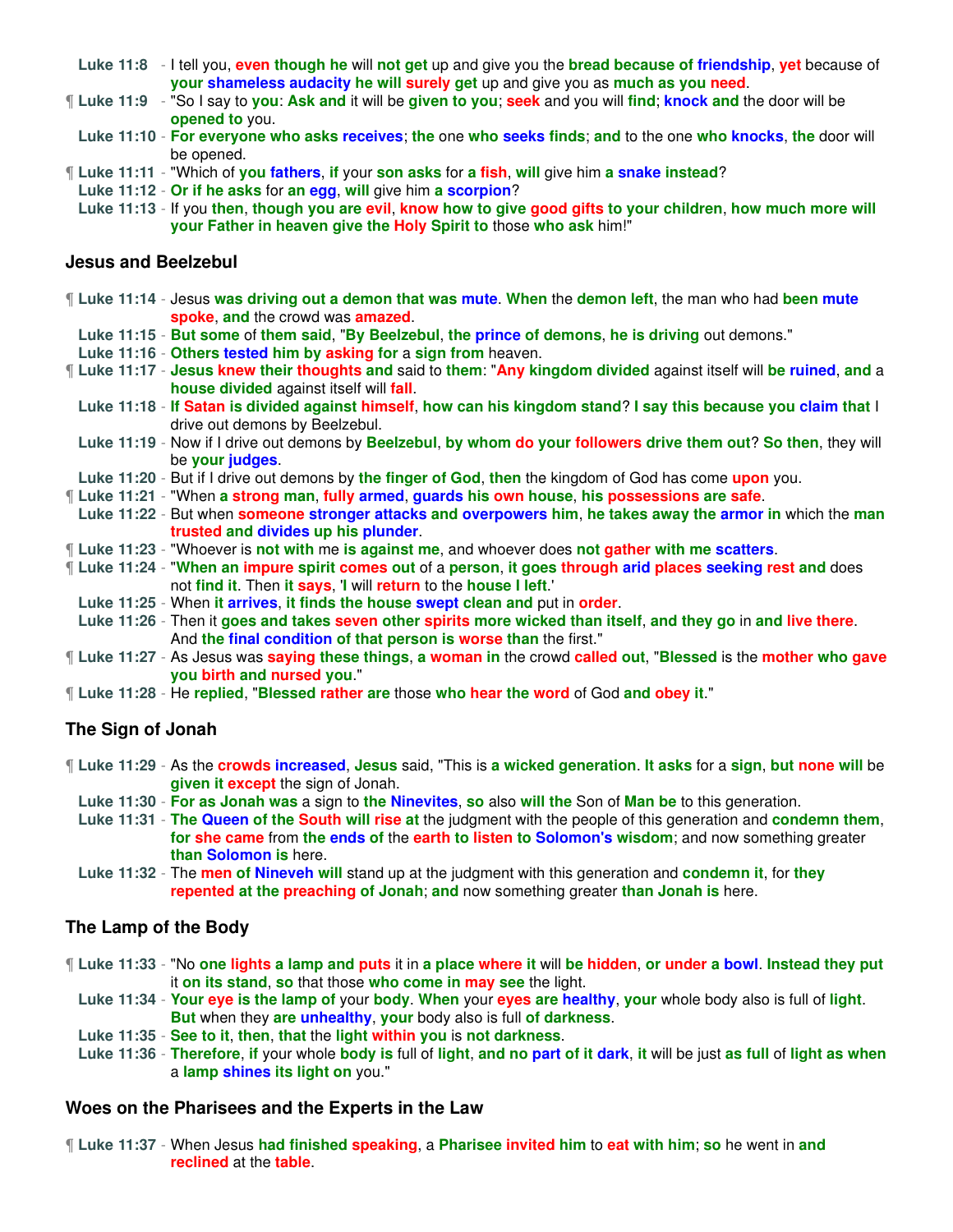**Luke 11:8** - I tell you, even though he will not get up and give you the bread because of friendship, yet because of your shameless audacity he will surely get up and give you as much as you need.

¶ **Luke 11:9** - "So I say to you: Ask and it will be given to you; seek and you will find; knock and the door will be opened to you.

**Luke 11:10** - For everyone who asks receives; the one who seeks finds; and to the one who knocks, the door will be opened.

¶ **Luke 11:11** - "Which of you fathers, if your son asks for a fish, will give him a snake instead?

**Luke 11:12** - Or if he asks for an egg, will give him a scorpion?

**Luke 11:13** - If you then, though you are evil, know how to give good gifts to your children, how much more will your Father in heaven give the Holy Spirit to those who ask him!"

### Jesus and Beelzebul

¶ **Luke 11:14** - Jesus was driving out a demon that was mute. When the demon left, the man who had been mute spoke, and the crowd was amazed.

**Luke 11:15** - But some of them said, "By Beelzebul, the prince of demons, he is driving out demons."

**Luke 11:16** - Others tested him by asking for a sign from heaven.

¶ **Luke 11:17** - Jesus knew their thoughts and said to them: "Any kingdom divided against itself will be ruined, and a house divided against itself will fall.

**Luke 11:18** - If Satan is divided against himself, how can his kingdom stand? I say this because you claim that I drive out demons by Beelzebul.

**Luke 11:19** - Now if I drive out demons by Beelzebul, by whom do your followers drive them out? So then, they will be your judges.

**Luke 11:20** - But if I drive out demons by the finger of God, then the kingdom of God has come upon you.

¶ **Luke 11:21** - "When a strong man, fully armed, guards his own house, his possessions are safe.

**Luke 11:22** - But when someone stronger attacks and overpowers him, he takes away the armor in which the man trusted and divides up his plunder.

¶ **Luke 11:23** - "Whoever is not with me is against me, and whoever does not gather with me scatters.

¶ **Luke 11:24** - "When an impure spirit comes out of a person, it goes through arid places seeking rest and does not find it. Then it says, 'I will return to the house I left.'

**Luke 11:25** - When it arrives, it finds the house swept clean and put in order.

**Luke 11:26** - Then it goes and takes seven other spirits more wicked than itself, and they go in and live there. And the final condition of that person is worse than the first."

¶ **Luke 11:27** - As Jesus was saying these things, a woman in the crowd called out, "Blessed is the mother who gave you birth and nursed you."

¶ **Luke 11:28** - He replied, "Blessed rather are those who hear the word of God and obey it."

### The Sign of Jonah

¶ **Luke 11:29** - As the crowds increased, Jesus said, "This is a wicked generation. It asks for a sign, but none will be given it except the sign of Jonah.

**Luke 11:30** - For as Jonah was a sign to the Ninevites, so also will the Son of Man be to this generation.

**Luke 11:31** - The Queen of the South will rise at the judgment with the people of this generation and condemn them, for she came from the ends of the earth to listen to Solomon's wisdom; and now something greater than Solomon is here.

**Luke 11:32** - The men of Nineveh will stand up at the judgment with this generation and condemn it, for they repented at the preaching of Jonah; and now something greater than Jonah is here.

### The Lamp of the Body

¶ **Luke 11:33** - "No one lights a lamp and puts it in a place where it will be hidden, or under a bowl. Instead they put it on its stand, so that those who come in may see the light.

**Luke 11:34** - Your eye is the lamp of your body. When your eyes are healthy, your whole body also is full of light. But when they are unhealthy, your body also is full of darkness.

**Luke 11:35** - See to it, then, that the light within you is not darkness.

**Luke 11:36** - Therefore, if your whole body is full of light, and no part of it dark, it will be just as full of light as when a lamp shines its light on you."

### Woes on the Pharisees and the Experts in the Law

¶ **Luke 11:37** - When Jesus had finished speaking, a Pharisee invited him to eat with him; so he went in and reclined at the table.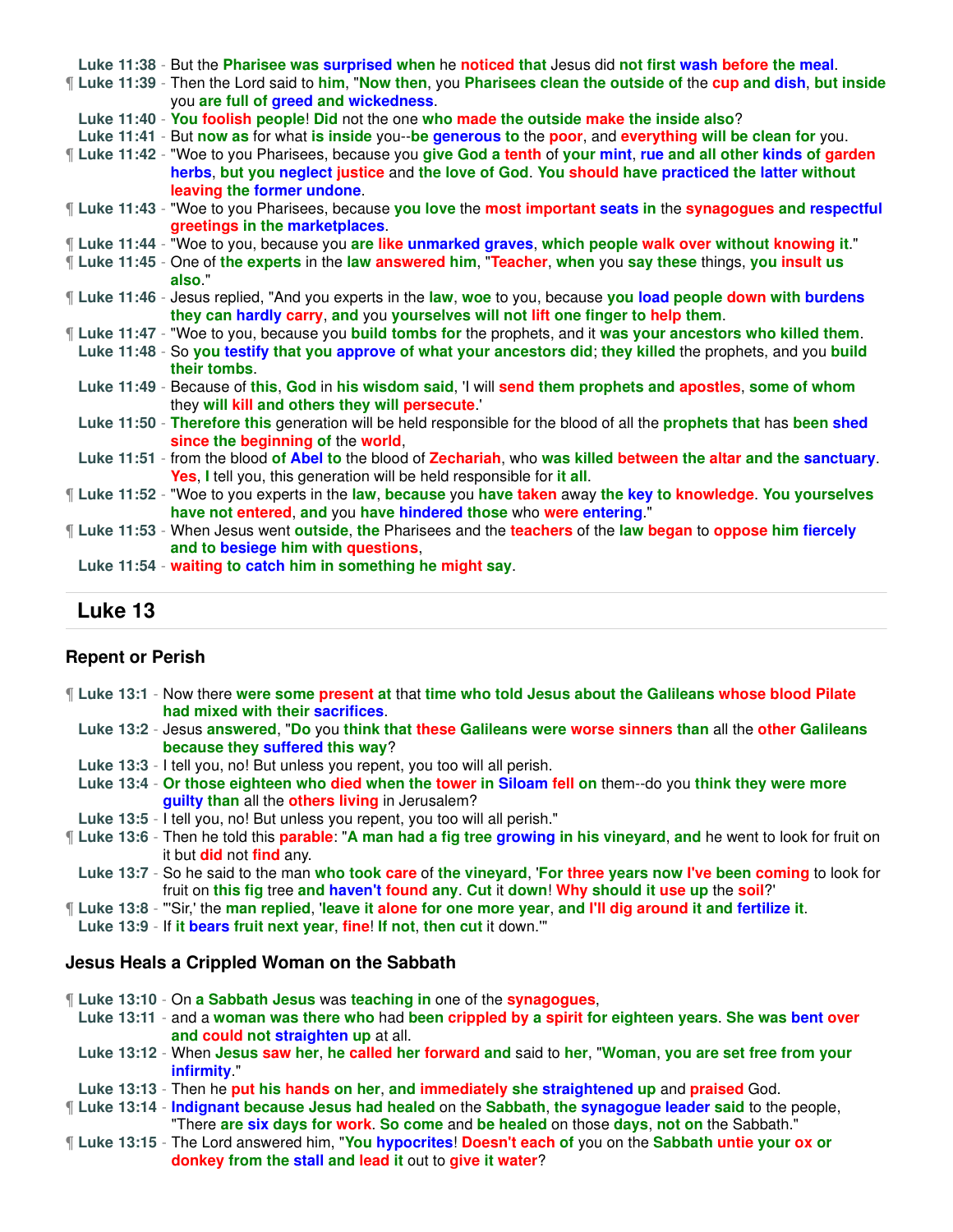Luke 11:38 - But the Pharisee was surprised when he noticed that Jesus did not first wash before the meal.

¶ Luke 11:39 - Then the Lord said to him, "Now then, you Pharisees clean the outside of the cup and dish, but inside you are full of greed and wickedness.

Luke 11:40 - You foolish people! Did not the one who made the outside make the inside also?

Luke 11:41 - But now as for what is inside you--be generous to the poor, and everything will be clean for you.

¶ Luke 11:42 - "Woe to you Pharisees, because you give God a tenth of your mint, rue and all other kinds of garden herbs, but you neglect justice and the love of God. You should have practiced the latter without leaving the former undone.

¶ Luke 11:43 - "Woe to you Pharisees, because you love the most important seats in the synagogues and respectful greetings in the marketplaces.

¶ Luke 11:44 - "Woe to you, because you are like unmarked graves, which people walk over without knowing it."

¶ Luke 11:45 - One of the experts in the law answered him, "Teacher, when you say these things, you insult us also."

¶ Luke 11:46 - Jesus replied, "And you experts in the law, woe to you, because you load people down with burdens they can hardly carry, and you yourselves will not lift one finger to help them.

¶ Luke 11:47 - "Woe to you, because you build tombs for the prophets, and it was your ancestors who killed them.

Luke 11:48 - So you testify that you approve of what your ancestors did; they killed the prophets, and you build their tombs.

Luke 11:49 - Because of this, God in his wisdom said, 'I will send them prophets and apostles, some of whom they will kill and others they will persecute.'

Luke 11:50 - Therefore this generation will be held responsible for the blood of all the prophets that has been shed since the beginning of the world,

Luke 11:51 - from the blood of Abel to the blood of Zechariah, who was killed between the altar and the sanctuary. Yes, I tell you, this generation will be held responsible for it all.

¶ Luke 11:52 - "Woe to you experts in the law, because you have taken away the key to knowledge. You yourselves have not entered, and you have hindered those who were entering."

¶ Luke 11:53 - When Jesus went outside, the Pharisees and the teachers of the law began to oppose him fiercely and to besiege him with questions,

Luke 11:54 - waiting to catch him in something he might say.

## Luke 13

### Repent or Perish

¶ Luke 13:1 - Now there were some present at that time who told Jesus about the Galileans whose blood Pilate had mixed with their sacrifices.

Luke 13:2 - Jesus answered, "Do you think that these Galileans were worse sinners than all the other Galileans because they suffered this way?

Luke 13:3 - I tell you, no! But unless you repent, you too will all perish.

Luke 13:4 - Or those eighteen who died when the tower in Siloam fell on them--do you think they were more guilty than all the others living in Jerusalem?

Luke 13:5 - I tell you, no! But unless you repent, you too will all perish."

¶ Luke 13:6 - Then he told this parable: "A man had a fig tree growing in his vineyard, and he went to look for fruit on it but did not find any.

Luke 13:7 - So he said to the man who took care of the vineyard, 'For three years now I've been coming to look for fruit on this fig tree and haven't found any. Cut it down! Why should it use up the soil?'

¶ Luke 13:8 - "'Sir,' the man replied, 'leave it alone for one more year, and I'll dig around it and fertilize it.

Luke 13:9 - If it bears fruit next year, fine! If not, then cut it down.'"

### Jesus Heals a Crippled Woman on the Sabbath

¶ Luke 13:10 - On a Sabbath Jesus was teaching in one of the synagogues,

Luke 13:11 - and a woman was there who had been crippled by a spirit for eighteen years. She was bent over and could not straighten up at all.

Luke 13:12 - When Jesus saw her, he called her forward and said to her, "Woman, you are set free from your infirmity."

Luke 13:13 - Then he put his hands on her, and immediately she straightened up and praised God.

¶ Luke 13:14 - Indignant because Jesus had healed on the Sabbath, the synagogue leader said to the people, "There are six days for work. So come and be healed on those days, not on the Sabbath."

¶ Luke 13:15 - The Lord answered him, "You hypocrites! Doesn't each of you on the Sabbath untie your ox or donkey from the stall and lead it out to give it water?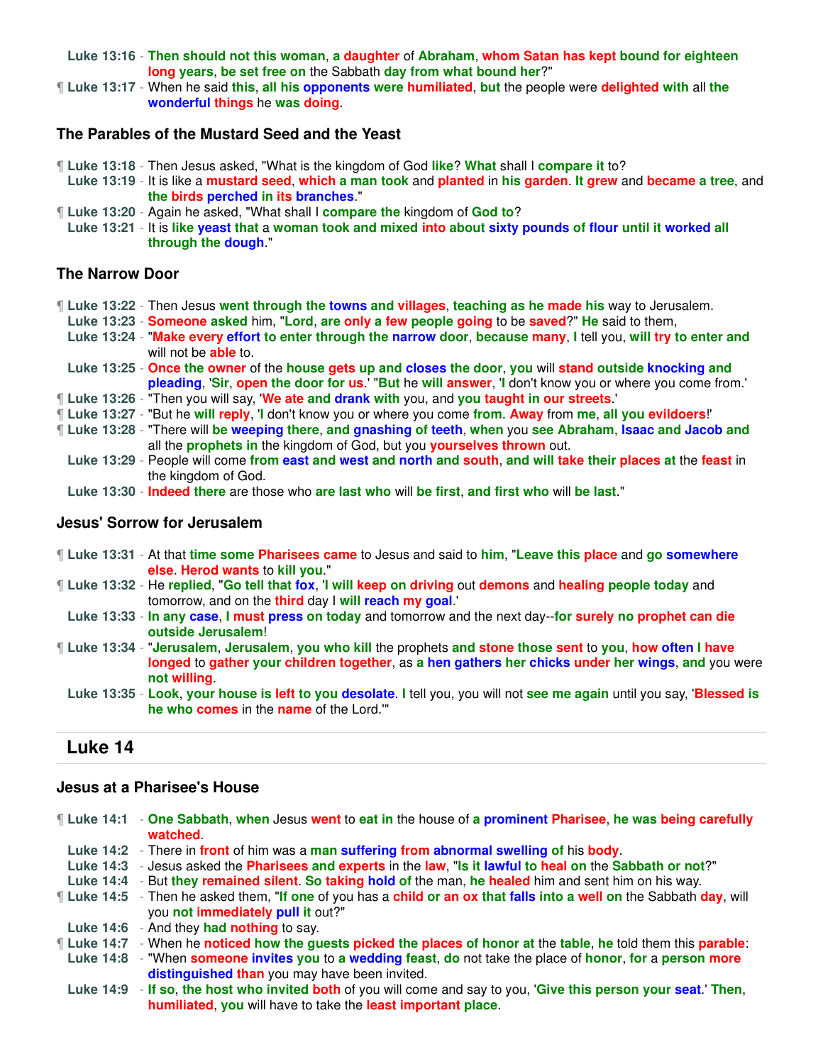**Luke 13:16** - Then should not this woman, a daughter of Abraham, whom Satan has kept bound for eighteen long years, be set free on the Sabbath day from what bound her?"

¶ **Luke 13:17** - When he said this, all his opponents were humiliated, but the people were delighted with all the wonderful things he was doing.

### The Parables of the Mustard Seed and the Yeast

¶ **Luke 13:18** - Then Jesus asked, "What is the kingdom of God like? What shall I compare it to?

**Luke 13:19** - It is like a mustard seed, which a man took and planted in his garden. It grew and became a tree, and the birds perched in its branches."

¶ **Luke 13:20** - Again he asked, "What shall I compare the kingdom of God to?

**Luke 13:21** - It is like yeast that a woman took and mixed into about sixty pounds of flour until it worked all through the dough."

### The Narrow Door

¶ **Luke 13:22** - Then Jesus went through the towns and villages, teaching as he made his way to Jerusalem.

**Luke 13:23** - Someone asked him, "Lord, are only a few people going to be saved?" He said to them,

**Luke 13:24** - "Make every effort to enter through the narrow door, because many, I tell you, will try to enter and will not be able to.

**Luke 13:25** - Once the owner of the house gets up and closes the door, you will stand outside knocking and pleading, 'Sir, open the door for us.' "But he will answer, 'I don't know you or where you come from.'

¶ **Luke 13:26** - "Then you will say, 'We ate and drank with you, and you taught in our streets.'

¶ **Luke 13:27** - "But he will reply, 'I don't know you or where you come from. Away from me, all you evildoers!'

¶ **Luke 13:28** - "There will be weeping there, and gnashing of teeth, when you see Abraham, Isaac and Jacob and all the prophets in the kingdom of God, but you yourselves thrown out.

**Luke 13:29** - People will come from east and west and north and south, and will take their places at the feast in the kingdom of God.

**Luke 13:30** - Indeed there are those who are last who will be first, and first who will be last."

### Jesus' Sorrow for Jerusalem

¶ **Luke 13:31** - At that time some Pharisees came to Jesus and said to him, "Leave this place and go somewhere else. Herod wants to kill you."

¶ **Luke 13:32** - He replied, "Go tell that fox, 'I will keep on driving out demons and healing people today and tomorrow, and on the third day I will reach my goal.'

**Luke 13:33** - In any case, I must press on today and tomorrow and the next day--for surely no prophet can die outside Jerusalem!

¶ **Luke 13:34** - "Jerusalem, Jerusalem, you who kill the prophets and stone those sent to you, how often I have longed to gather your children together, as a hen gathers her chicks under her wings, and you were not willing.

**Luke 13:35** - Look, your house is left to you desolate. I tell you, you will not see me again until you say, 'Blessed is he who comes in the name of the Lord.'"

## Luke 14

### Jesus at a Pharisee's House

¶ **Luke 14:1** - One Sabbath, when Jesus went to eat in the house of a prominent Pharisee, he was being carefully watched.

**Luke 14:2** - There in front of him was a man suffering from abnormal swelling of his body.

**Luke 14:3** - Jesus asked the Pharisees and experts in the law, "Is it lawful to heal on the Sabbath or not?"

**Luke 14:4** - But they remained silent. So taking hold of the man, he healed him and sent him on his way.

¶ **Luke 14:5** - Then he asked them, "If one of you has a child or an ox that falls into a well on the Sabbath day, will you not immediately pull it out?"

**Luke 14:6** - And they had nothing to say.

¶ **Luke 14:7** - When he noticed how the guests picked the places of honor at the table, he told them this parable:

**Luke 14:8** - "When someone invites you to a wedding feast, do not take the place of honor, for a person more distinguished than you may have been invited.

**Luke 14:9** - If so, the host who invited both of you will come and say to you, 'Give this person your seat.' Then, humiliated, you will have to take the least important place.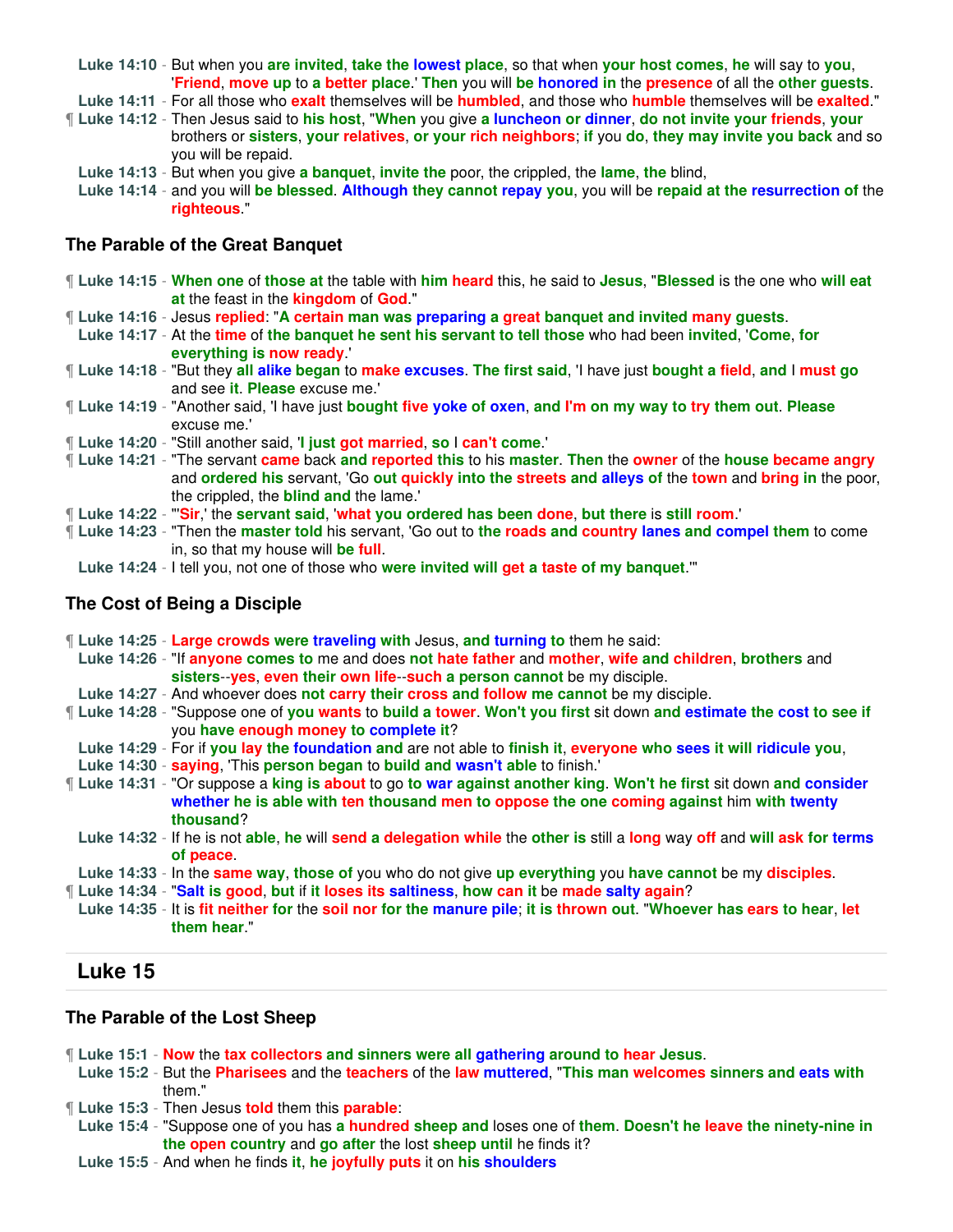**Luke 14:10** - But when you are invited, take the lowest place, so that when your host comes, he will say to you, 'Friend, move up to a better place.' Then you will be honored in the presence of all the other guests.

**Luke 14:11** - For all those who exalt themselves will be humbled, and those who humble themselves will be exalted."

¶ **Luke 14:12** - Then Jesus said to his host, "When you give a luncheon or dinner, do not invite your friends, your brothers or sisters, your relatives, or your rich neighbors; if you do, they may invite you back and so you will be repaid.

**Luke 14:13** - But when you give a banquet, invite the poor, the crippled, the lame, the blind,

**Luke 14:14** - and you will be blessed. Although they cannot repay you, you will be repaid at the resurrection of the righteous."

### The Parable of the Great Banquet

¶ **Luke 14:15** - When one of those at the table with him heard this, he said to Jesus, "Blessed is the one who will eat at the feast in the kingdom of God."

¶ **Luke 14:16** - Jesus replied: "A certain man was preparing a great banquet and invited many guests.

**Luke 14:17** - At the time of the banquet he sent his servant to tell those who had been invited, 'Come, for everything is now ready.'

¶ **Luke 14:18** - "But they all alike began to make excuses. The first said, 'I have just bought a field, and I must go and see it. Please excuse me.'

¶ **Luke 14:19** - "Another said, 'I have just bought five yoke of oxen, and I'm on my way to try them out. Please excuse me.'

¶ **Luke 14:20** - "Still another said, 'I just got married, so I can't come.'

¶ **Luke 14:21** - "The servant came back and reported this to his master. Then the owner of the house became angry and ordered his servant, 'Go out quickly into the streets and alleys of the town and bring in the poor, the crippled, the blind and the lame.'

¶ **Luke 14:22** - "'Sir,' the servant said, 'what you ordered has been done, but there is still room.'

¶ **Luke 14:23** - "Then the master told his servant, 'Go out to the roads and country lanes and compel them to come in, so that my house will be full.

**Luke 14:24** - I tell you, not one of those who were invited will get a taste of my banquet.'"

### The Cost of Being a Disciple

¶ **Luke 14:25** - Large crowds were traveling with Jesus, and turning to them he said:

**Luke 14:26** - "If anyone comes to me and does not hate father and mother, wife and children, brothers and sisters--yes, even their own life--such a person cannot be my disciple.

**Luke 14:27** - And whoever does not carry their cross and follow me cannot be my disciple.

¶ **Luke 14:28** - "Suppose one of you wants to build a tower. Won't you first sit down and estimate the cost to see if you have enough money to complete it?

**Luke 14:29** - For if you lay the foundation and are not able to finish it, everyone who sees it will ridicule you,

**Luke 14:30** - saying, 'This person began to build and wasn't able to finish.'

¶ **Luke 14:31** - "Or suppose a king is about to go to war against another king. Won't he first sit down and consider whether he is able with ten thousand men to oppose the one coming against him with twenty thousand?

**Luke 14:32** - If he is not able, he will send a delegation while the other is still a long way off and will ask for terms of peace.

**Luke 14:33** - In the same way, those of you who do not give up everything you have cannot be my disciples.

¶ **Luke 14:34** - "Salt is good, but if it loses its saltiness, how can it be made salty again?

**Luke 14:35** - It is fit neither for the soil nor for the manure pile; it is thrown out. "Whoever has ears to hear, let them hear."

## Luke 15

### The Parable of the Lost Sheep

¶ **Luke 15:1** - Now the tax collectors and sinners were all gathering around to hear Jesus.

**Luke 15:2** - But the Pharisees and the teachers of the law muttered, "This man welcomes sinners and eats with them."

¶ **Luke 15:3** - Then Jesus told them this parable:

**Luke 15:4** - "Suppose one of you has a hundred sheep and loses one of them. Doesn't he leave the ninety-nine in the open country and go after the lost sheep until he finds it?

**Luke 15:5** - And when he finds it, he joyfully puts it on his shoulders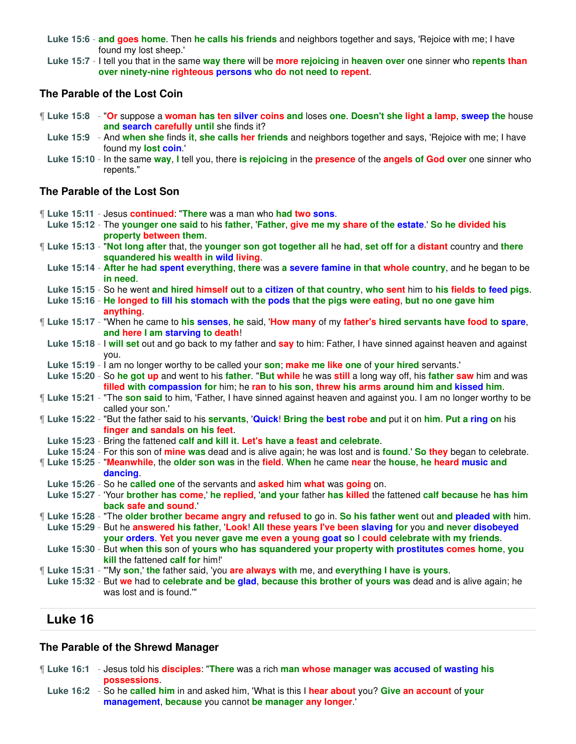Luke 15:6 - and goes home. Then he calls his friends and neighbors together and says, 'Rejoice with me; I have found my lost sheep.'

Luke 15:7 - I tell you that in the same way there will be more rejoicing in heaven over one sinner who repents than over ninety-nine righteous persons who do not need to repent.

### The Parable of the Lost Coin

¶ Luke 15:8 - "Or suppose a woman has ten silver coins and loses one. Doesn't she light a lamp, sweep the house and search carefully until she finds it?

Luke 15:9 - And when she finds it, she calls her friends and neighbors together and says, 'Rejoice with me; I have found my lost coin.'

Luke 15:10 - In the same way, I tell you, there is rejoicing in the presence of the angels of God over one sinner who repents."

### The Parable of the Lost Son

¶ Luke 15:11 - Jesus continued: "There was a man who had two sons.

Luke 15:12 - The younger one said to his father, 'Father, give me my share of the estate.' So he divided his property between them.

¶ Luke 15:13 - "Not long after that, the younger son got together all he had, set off for a distant country and there squandered his wealth in wild living.

Luke 15:14 - After he had spent everything, there was a severe famine in that whole country, and he began to be in need.

Luke 15:15 - So he went and hired himself out to a citizen of that country, who sent him to his fields to feed pigs.

Luke 15:16 - He longed to fill his stomach with the pods that the pigs were eating, but no one gave him anything.

¶ Luke 15:17 - "When he came to his senses, he said, 'How many of my father's hired servants have food to spare, and here I am starving to death!

Luke 15:18 - I will set out and go back to my father and say to him: Father, I have sinned against heaven and against you.

Luke 15:19 - I am no longer worthy to be called your son; make me like one of your hired servants.'

Luke 15:20 - So he got up and went to his father. "But while he was still a long way off, his father saw him and was filled with compassion for him; he ran to his son, threw his arms around him and kissed him.

¶ Luke 15:21 - "The son said to him, 'Father, I have sinned against heaven and against you. I am no longer worthy to be called your son.'

¶ Luke 15:22 - "But the father said to his servants, 'Quick! Bring the best robe and put it on him. Put a ring on his finger and sandals on his feet.

Luke 15:23 - Bring the fattened calf and kill it. Let's have a feast and celebrate.

Luke 15:24 - For this son of mine was dead and is alive again; he was lost and is found.' So they began to celebrate.

¶ Luke 15:25 - "Meanwhile, the older son was in the field. When he came near the house, he heard music and dancing.

Luke 15:26 - So he called one of the servants and asked him what was going on.

Luke 15:27 - 'Your brother has come,' he replied, 'and your father has killed the fattened calf because he has him back safe and sound.'

¶ Luke 15:28 - "The older brother became angry and refused to go in. So his father went out and pleaded with him.

Luke 15:29 - But he answered his father, 'Look! All these years I've been slaving for you and never disobeyed your orders. Yet you never gave me even a young goat so I could celebrate with my friends.

Luke 15:30 - But when this son of yours who has squandered your property with prostitutes comes home, you kill the fattened calf for him!'

¶ Luke 15:31 - "'My son,' the father said, 'you are always with me, and everything I have is yours.

Luke 15:32 - But we had to celebrate and be glad, because this brother of yours was dead and is alive again; he was lost and is found.'"

## Luke 16

### The Parable of the Shrewd Manager

¶ Luke 16:1 - Jesus told his disciples: "There was a rich man whose manager was accused of wasting his possessions.

Luke 16:2 - So he called him in and asked him, 'What is this I hear about you? Give an account of your management, because you cannot be manager any longer.'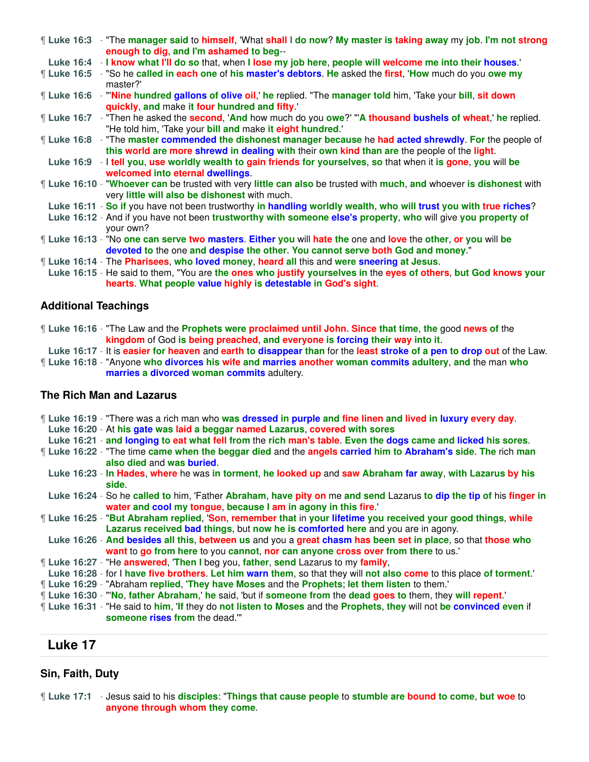¶ **Luke 16:3** - "The manager said to himself, 'What shall I do now? My master is taking away my job. I'm not strong enough to dig, and I'm ashamed to beg--

**Luke 16:4** - I know what I'll do so that, when I lose my job here, people will welcome me into their houses.'

¶ **Luke 16:5** - "So he called in each one of his master's debtors. He asked the first, 'How much do you owe my master?'

¶ **Luke 16:6** - "'Nine hundred gallons of olive oil,' he replied. "The manager told him, 'Take your bill, sit down quickly, and make it four hundred and fifty.'

¶ **Luke 16:7** - "Then he asked the second, 'And how much do you owe?' "'A thousand bushels of wheat,' he replied. "He told him, 'Take your bill and make it eight hundred.'

¶ **Luke 16:8** - "The master commended the dishonest manager because he had acted shrewdly. For the people of this world are more shrewd in dealing with their own kind than are the people of the light.

**Luke 16:9** - I tell you, use worldly wealth to gain friends for yourselves, so that when it is gone, you will be welcomed into eternal dwellings.

¶ **Luke 16:10** - "Whoever can be trusted with very little can also be trusted with much, and whoever is dishonest with very little will also be dishonest with much.

**Luke 16:11** - So if you have not been trustworthy in handling worldly wealth, who will trust you with true riches?

**Luke 16:12** - And if you have not been trustworthy with someone else's property, who will give you property of your own?

¶ **Luke 16:13** - "No one can serve two masters. Either you will hate the one and love the other, or you will be devoted to the one and despise the other. You cannot serve both God and money."

¶ **Luke 16:14** - The Pharisees, who loved money, heard all this and were sneering at Jesus.

**Luke 16:15** - He said to them, "You are the ones who justify yourselves in the eyes of others, but God knows your hearts. What people value highly is detestable in God's sight.

### Additional Teachings

¶ **Luke 16:16** - "The Law and the Prophets were proclaimed until John. Since that time, the good news of the kingdom of God is being preached, and everyone is forcing their way into it.

**Luke 16:17** - It is easier for heaven and earth to disappear than for the least stroke of a pen to drop out of the Law.

¶ **Luke 16:18** - "Anyone who divorces his wife and marries another woman commits adultery, and the man who marries a divorced woman commits adultery.

### The Rich Man and Lazarus

¶ **Luke 16:19** - "There was a rich man who was dressed in purple and fine linen and lived in luxury every day.

**Luke 16:20** - At his gate was laid a beggar named Lazarus, covered with sores

**Luke 16:21** - and longing to eat what fell from the rich man's table. Even the dogs came and licked his sores.

¶ **Luke 16:22** - "The time came when the beggar died and the angels carried him to Abraham's side. The rich man also died and was buried.

**Luke 16:23** - In Hades, where he was in torment, he looked up and saw Abraham far away, with Lazarus by his side.

**Luke 16:24** - So he called to him, 'Father Abraham, have pity on me and send Lazarus to dip the tip of his finger in water and cool my tongue, because I am in agony in this fire.'

¶ **Luke 16:25** - "But Abraham replied, 'Son, remember that in your lifetime you received your good things, while Lazarus received bad things, but now he is comforted here and you are in agony.

**Luke 16:26** - And besides all this, between us and you a great chasm has been set in place, so that those who want to go from here to you cannot, nor can anyone cross over from there to us.'

¶ **Luke 16:27** - "He answered, 'Then I beg you, father, send Lazarus to my family,

**Luke 16:28** - for I have five brothers. Let him warn them, so that they will not also come to this place of torment.'

¶ **Luke 16:29** - "Abraham replied, 'They have Moses and the Prophets; let them listen to them.'

¶ **Luke 16:30** - "'No, father Abraham,' he said, 'but if someone from the dead goes to them, they will repent.'

¶ **Luke 16:31** - "He said to him, 'If they do not listen to Moses and the Prophets, they will not be convinced even if someone rises from the dead.'"

## Luke 17

### Sin, Faith, Duty

¶ **Luke 17:1** - Jesus said to his disciples: "Things that cause people to stumble are bound to come, but woe to anyone through whom they come.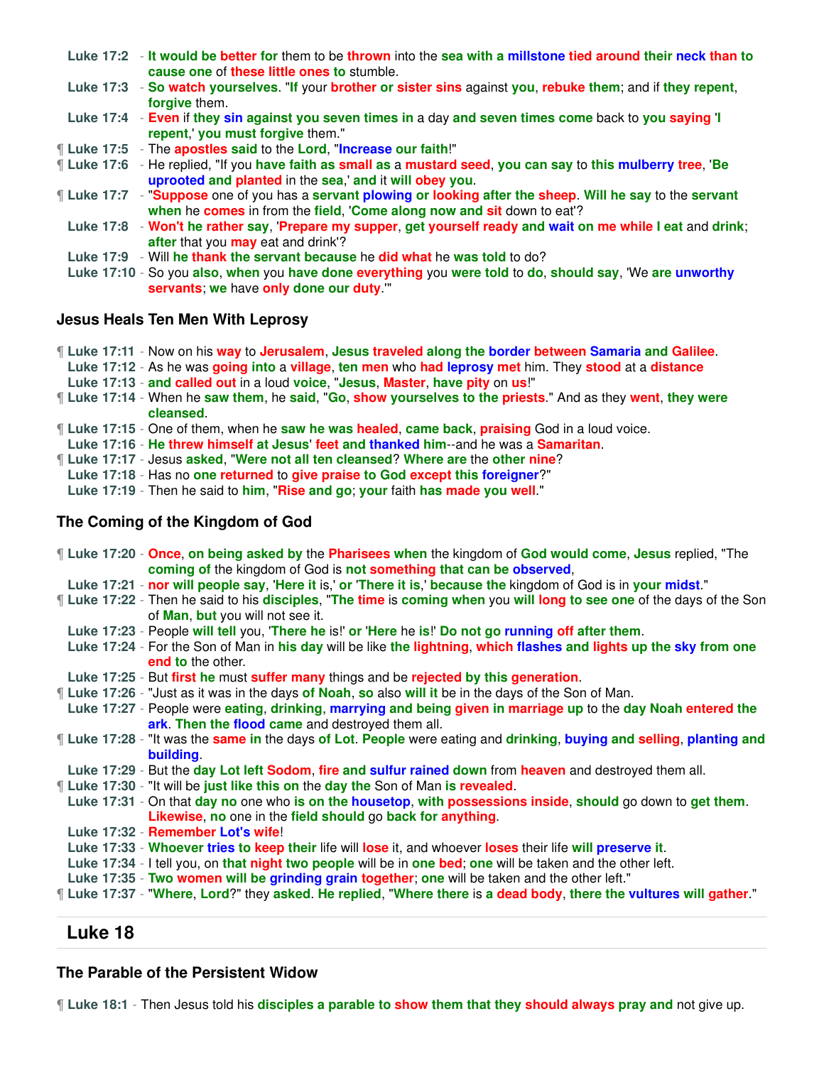**Luke 17:2** - It would be better for them to be thrown into the sea with a millstone tied around their neck than to cause one of these little ones to stumble.
**Luke 17:3** - So watch yourselves. "If your brother or sister sins against you, rebuke them; and if they repent, forgive them.
**Luke 17:4** - Even if they sin against you seven times in a day and seven times come back to you saying 'I repent,' you must forgive them."
¶ **Luke 17:5** - The apostles said to the Lord, "Increase our faith!"
¶ **Luke 17:6** - He replied, "If you have faith as small as a mustard seed, you can say to this mulberry tree, 'Be uprooted and planted in the sea,' and it will obey you.
¶ **Luke 17:7** - "Suppose one of you has a servant plowing or looking after the sheep. Will he say to the servant when he comes in from the field, 'Come along now and sit down to eat'?
**Luke 17:8** - Won't he rather say, 'Prepare my supper, get yourself ready and wait on me while I eat and drink; after that you may eat and drink'?
**Luke 17:9** - Will he thank the servant because he did what he was told to do?
**Luke 17:10** - So you also, when you have done everything you were told to do, should say, 'We are unworthy servants; we have only done our duty.'"

### Jesus Heals Ten Men With Leprosy

¶ **Luke 17:11** - Now on his way to Jerusalem, Jesus traveled along the border between Samaria and Galilee.
**Luke 17:12** - As he was going into a village, ten men who had leprosy met him. They stood at a distance
**Luke 17:13** - and called out in a loud voice, "Jesus, Master, have pity on us!"
¶ **Luke 17:14** - When he saw them, he said, "Go, show yourselves to the priests." And as they went, they were cleansed.
¶ **Luke 17:15** - One of them, when he saw he was healed, came back, praising God in a loud voice.
**Luke 17:16** - He threw himself at Jesus' feet and thanked him--and he was a Samaritan.
¶ **Luke 17:17** - Jesus asked, "Were not all ten cleansed? Where are the other nine?
**Luke 17:18** - Has no one returned to give praise to God except this foreigner?"
**Luke 17:19** - Then he said to him, "Rise and go; your faith has made you well."

### The Coming of the Kingdom of God

¶ **Luke 17:20** - Once, on being asked by the Pharisees when the kingdom of God would come, Jesus replied, "The coming of the kingdom of God is not something that can be observed,
**Luke 17:21** - nor will people say, 'Here it is,' or 'There it is,' because the kingdom of God is in your midst."
¶ **Luke 17:22** - Then he said to his disciples, "The time is coming when you will long to see one of the days of the Son of Man, but you will not see it.
**Luke 17:23** - People will tell you, 'There he is!' or 'Here he is!' Do not go running off after them.
**Luke 17:24** - For the Son of Man in his day will be like the lightning, which flashes and lights up the sky from one end to the other.
**Luke 17:25** - But first he must suffer many things and be rejected by this generation.
¶ **Luke 17:26** - "Just as it was in the days of Noah, so also will it be in the days of the Son of Man.
**Luke 17:27** - People were eating, drinking, marrying and being given in marriage up to the day Noah entered the ark. Then the flood came and destroyed them all.
¶ **Luke 17:28** - "It was the same in the days of Lot. People were eating and drinking, buying and selling, planting and building.
**Luke 17:29** - But the day Lot left Sodom, fire and sulfur rained down from heaven and destroyed them all.
¶ **Luke 17:30** - "It will be just like this on the day the Son of Man is revealed.
**Luke 17:31** - On that day no one who is on the housetop, with possessions inside, should go down to get them. Likewise, no one in the field should go back for anything.
**Luke 17:32** - Remember Lot's wife!
**Luke 17:33** - Whoever tries to keep their life will lose it, and whoever loses their life will preserve it.
**Luke 17:34** - I tell you, on that night two people will be in one bed; one will be taken and the other left.
**Luke 17:35** - Two women will be grinding grain together; one will be taken and the other left."
¶ **Luke 17:37** - "Where, Lord?" they asked. He replied, "Where there is a dead body, there the vultures will gather."

## Luke 18

### The Parable of the Persistent Widow

¶ **Luke 18:1** - Then Jesus told his disciples a parable to show them that they should always pray and not give up.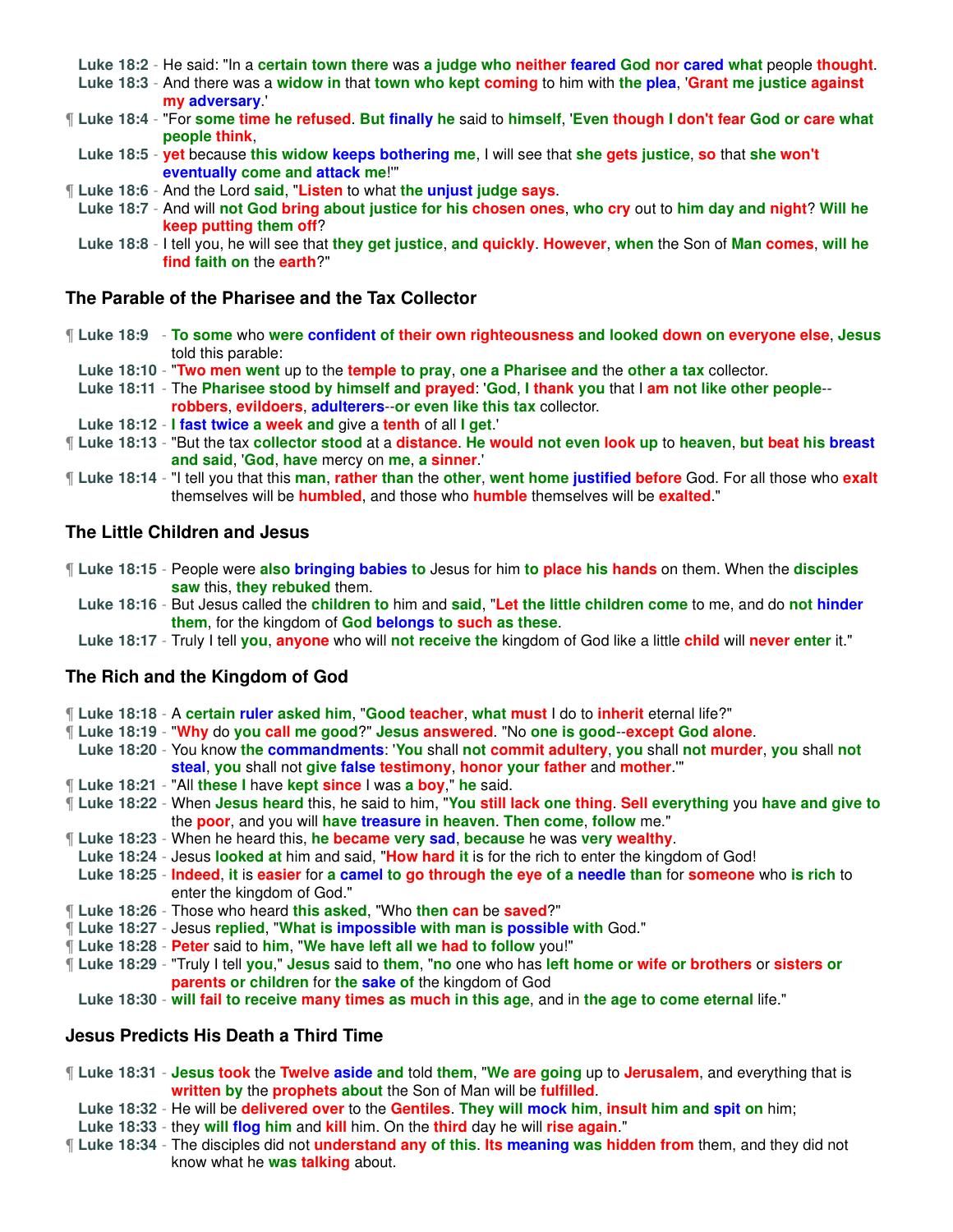**Luke 18:2** - He said: "In a certain town there was a judge who neither feared God nor cared what people thought.
**Luke 18:3** - And there was a widow in that town who kept coming to him with the plea, 'Grant me justice against my adversary.'
¶ **Luke 18:4** - "For some time he refused. But finally he said to himself, 'Even though I don't fear God or care what people think,
**Luke 18:5** - yet because this widow keeps bothering me, I will see that she gets justice, so that she won't eventually come and attack me!'"
¶ **Luke 18:6** - And the Lord said, "Listen to what the unjust judge says.
**Luke 18:7** - And will not God bring about justice for his chosen ones, who cry out to him day and night? Will he keep putting them off?
**Luke 18:8** - I tell you, he will see that they get justice, and quickly. However, when the Son of Man comes, will he find faith on the earth?"

## The Parable of the Pharisee and the Tax Collector

¶ **Luke 18:9** - To some who were confident of their own righteousness and looked down on everyone else, Jesus told this parable:
**Luke 18:10** - "Two men went up to the temple to pray, one a Pharisee and the other a tax collector.
**Luke 18:11** - The Pharisee stood by himself and prayed: 'God, I thank you that I am not like other people--robbers, evildoers, adulterers--or even like this tax collector.
**Luke 18:12** - I fast twice a week and give a tenth of all I get.'
¶ **Luke 18:13** - "But the tax collector stood at a distance. He would not even look up to heaven, but beat his breast and said, 'God, have mercy on me, a sinner.'
¶ **Luke 18:14** - "I tell you that this man, rather than the other, went home justified before God. For all those who exalt themselves will be humbled, and those who humble themselves will be exalted."

## The Little Children and Jesus

¶ **Luke 18:15** - People were also bringing babies to Jesus for him to place his hands on them. When the disciples saw this, they rebuked them.
**Luke 18:16** - But Jesus called the children to him and said, "Let the little children come to me, and do not hinder them, for the kingdom of God belongs to such as these.
**Luke 18:17** - Truly I tell you, anyone who will not receive the kingdom of God like a little child will never enter it."

## The Rich and the Kingdom of God

¶ **Luke 18:18** - A certain ruler asked him, "Good teacher, what must I do to inherit eternal life?"
¶ **Luke 18:19** - "Why do you call me good?" Jesus answered. "No one is good--except God alone.
**Luke 18:20** - You know the commandments: 'You shall not commit adultery, you shall not murder, you shall not steal, you shall not give false testimony, honor your father and mother.'"
¶ **Luke 18:21** - "All these I have kept since I was a boy," he said.
¶ **Luke 18:22** - When Jesus heard this, he said to him, "You still lack one thing. Sell everything you have and give to the poor, and you will have treasure in heaven. Then come, follow me."
¶ **Luke 18:23** - When he heard this, he became very sad, because he was very wealthy.
**Luke 18:24** - Jesus looked at him and said, "How hard it is for the rich to enter the kingdom of God!
**Luke 18:25** - Indeed, it is easier for a camel to go through the eye of a needle than for someone who is rich to enter the kingdom of God."
¶ **Luke 18:26** - Those who heard this asked, "Who then can be saved?"
¶ **Luke 18:27** - Jesus replied, "What is impossible with man is possible with God."
¶ **Luke 18:28** - Peter said to him, "We have left all we had to follow you!"
¶ **Luke 18:29** - "Truly I tell you," Jesus said to them, "no one who has left home or wife or brothers or sisters or parents or children for the sake of the kingdom of God
**Luke 18:30** - will fail to receive many times as much in this age, and in the age to come eternal life."

## Jesus Predicts His Death a Third Time

¶ **Luke 18:31** - Jesus took the Twelve aside and told them, "We are going up to Jerusalem, and everything that is written by the prophets about the Son of Man will be fulfilled.
**Luke 18:32** - He will be delivered over to the Gentiles. They will mock him, insult him and spit on him;
**Luke 18:33** - they will flog him and kill him. On the third day he will rise again."
¶ **Luke 18:34** - The disciples did not understand any of this. Its meaning was hidden from them, and they did not know what he was talking about.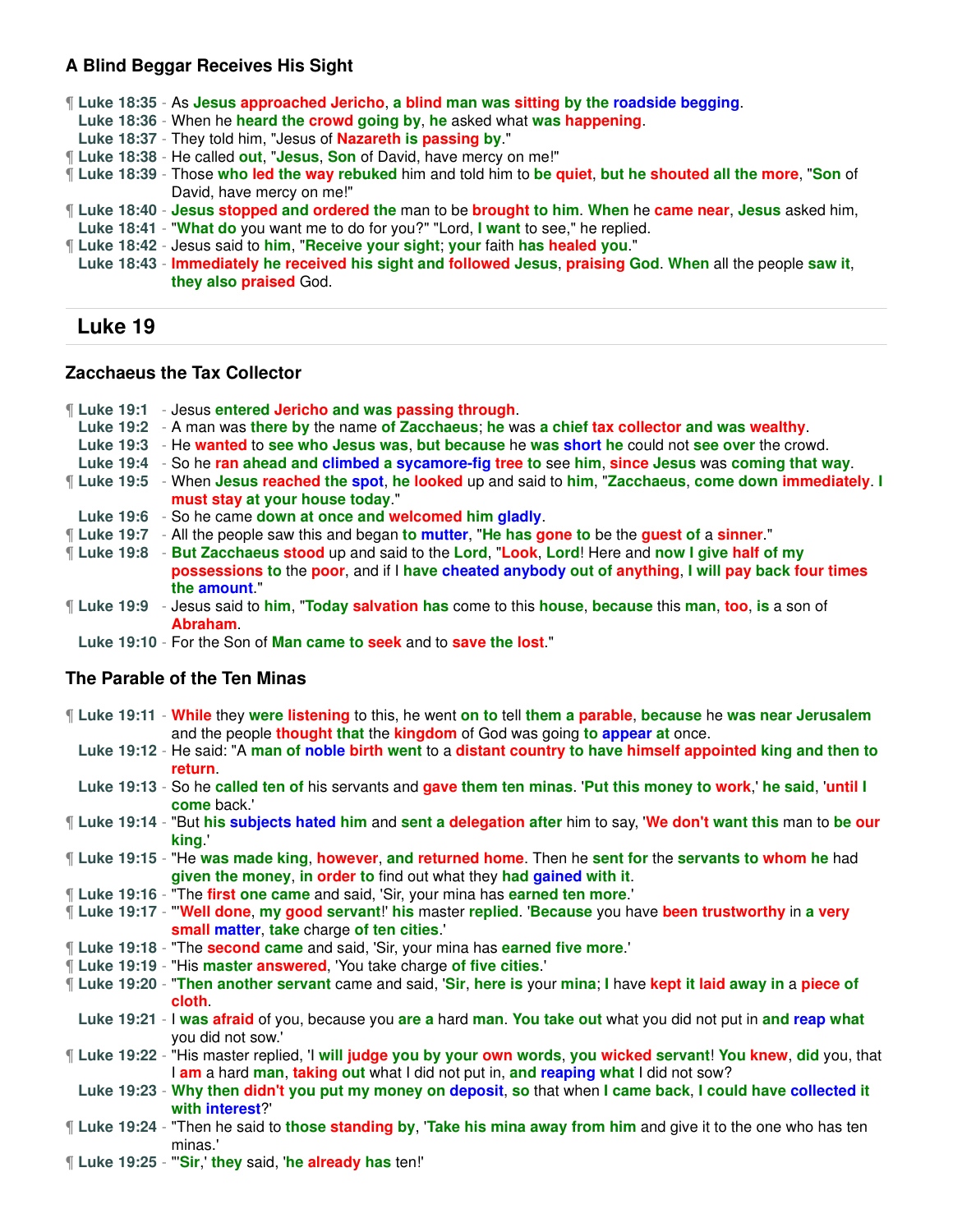### A Blind Beggar Receives His Sight

¶ **Luke 18:35** - As Jesus approached Jericho, a blind man was sitting by the roadside begging.
**Luke 18:36** - When he heard the crowd going by, he asked what was happening.
**Luke 18:37** - They told him, "Jesus of Nazareth is passing by."
¶ **Luke 18:38** - He called out, "Jesus, Son of David, have mercy on me!"
¶ **Luke 18:39** - Those who led the way rebuked him and told him to be quiet, but he shouted all the more, "Son of David, have mercy on me!"
¶ **Luke 18:40** - Jesus stopped and ordered the man to be brought to him. When he came near, Jesus asked him,
**Luke 18:41** - "What do you want me to do for you?" "Lord, I want to see," he replied.
¶ **Luke 18:42** - Jesus said to him, "Receive your sight; your faith has healed you."
**Luke 18:43** - Immediately he received his sight and followed Jesus, praising God. When all the people saw it, they also praised God.

## Luke 19

### Zacchaeus the Tax Collector

¶ **Luke 19:1** - Jesus entered Jericho and was passing through.
**Luke 19:2** - A man was there by the name of Zacchaeus; he was a chief tax collector and was wealthy.
**Luke 19:3** - He wanted to see who Jesus was, but because he was short he could not see over the crowd.
**Luke 19:4** - So he ran ahead and climbed a sycamore-fig tree to see him, since Jesus was coming that way.
¶ **Luke 19:5** - When Jesus reached the spot, he looked up and said to him, "Zacchaeus, come down immediately. I must stay at your house today."
**Luke 19:6** - So he came down at once and welcomed him gladly.
¶ **Luke 19:7** - All the people saw this and began to mutter, "He has gone to be the guest of a sinner."
¶ **Luke 19:8** - But Zacchaeus stood up and said to the Lord, "Look, Lord! Here and now I give half of my possessions to the poor, and if I have cheated anybody out of anything, I will pay back four times the amount."
¶ **Luke 19:9** - Jesus said to him, "Today salvation has come to this house, because this man, too, is a son of Abraham.
**Luke 19:10** - For the Son of Man came to seek and to save the lost."

### The Parable of the Ten Minas

¶ **Luke 19:11** - While they were listening to this, he went on to tell them a parable, because he was near Jerusalem and the people thought that the kingdom of God was going to appear at once.
**Luke 19:12** - He said: "A man of noble birth went to a distant country to have himself appointed king and then to return.
**Luke 19:13** - So he called ten of his servants and gave them ten minas. 'Put this money to work,' he said, 'until I come back.'
¶ **Luke 19:14** - "But his subjects hated him and sent a delegation after him to say, 'We don't want this man to be our king.'
¶ **Luke 19:15** - "He was made king, however, and returned home. Then he sent for the servants to whom he had given the money, in order to find out what they had gained with it.
¶ **Luke 19:16** - "The first one came and said, 'Sir, your mina has earned ten more.'
¶ **Luke 19:17** - "'Well done, my good servant!' his master replied. 'Because you have been trustworthy in a very small matter, take charge of ten cities.'
¶ **Luke 19:18** - "The second came and said, 'Sir, your mina has earned five more.'
¶ **Luke 19:19** - "His master answered, 'You take charge of five cities.'
¶ **Luke 19:20** - "Then another servant came and said, 'Sir, here is your mina; I have kept it laid away in a piece of cloth.
**Luke 19:21** - I was afraid of you, because you are a hard man. You take out what you did not put in and reap what you did not sow.'
¶ **Luke 19:22** - "His master replied, 'I will judge you by your own words, you wicked servant! You knew, did you, that I am a hard man, taking out what I did not put in, and reaping what I did not sow?
**Luke 19:23** - Why then didn't you put my money on deposit, so that when I came back, I could have collected it with interest?'
¶ **Luke 19:24** - "Then he said to those standing by, 'Take his mina away from him and give it to the one who has ten minas.'
¶ **Luke 19:25** - "'Sir,' they said, 'he already has ten!'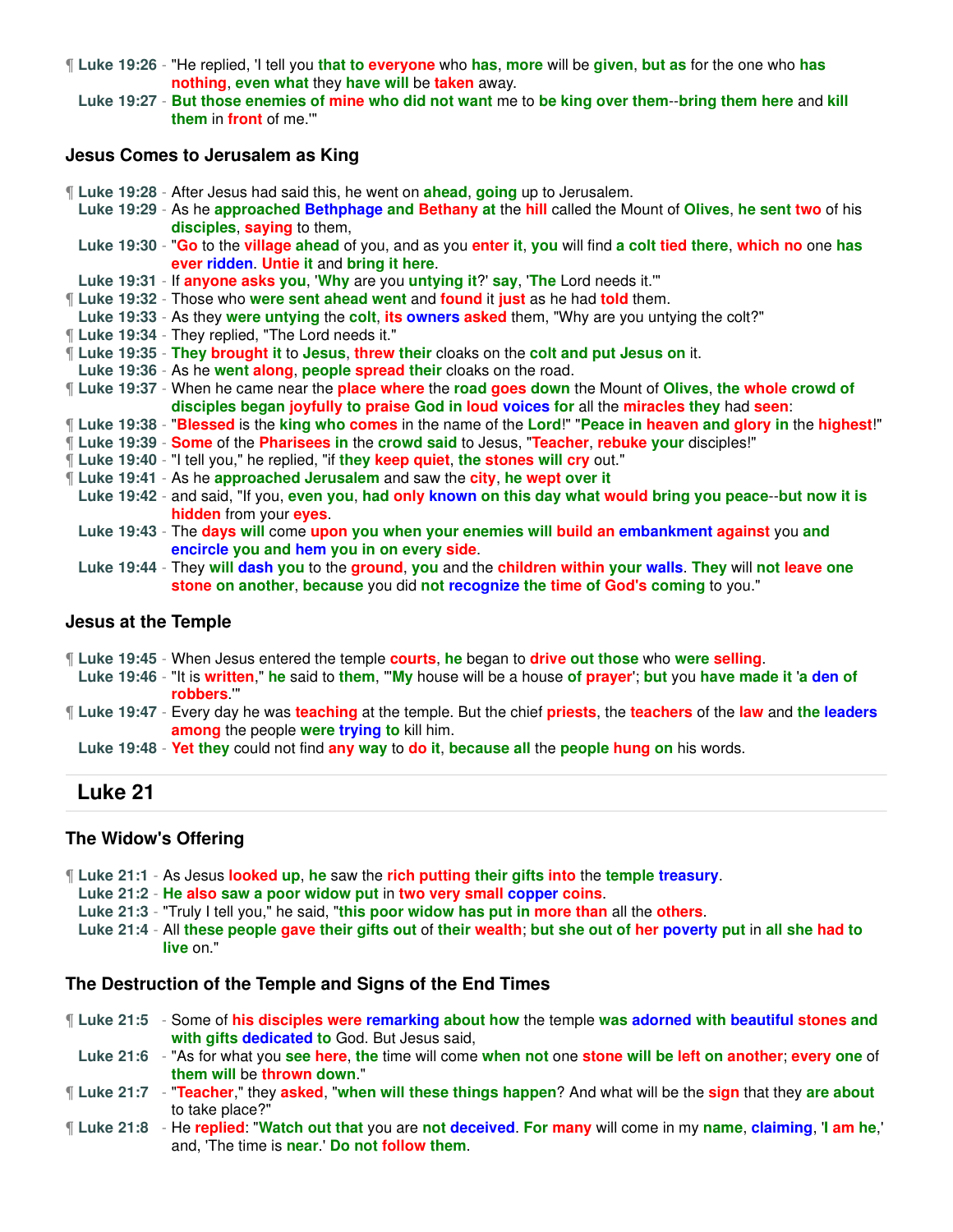¶ **Luke 19:26** - "He replied, 'I tell you that to everyone who has, more will be given, but as for the one who has nothing, even what they have will be taken away.

**Luke 19:27** - But those enemies of mine who did not want me to be king over them--bring them here and kill them in front of me.'"

### Jesus Comes to Jerusalem as King

¶ **Luke 19:28** - After Jesus had said this, he went on ahead, going up to Jerusalem.

**Luke 19:29** - As he approached Bethphage and Bethany at the hill called the Mount of Olives, he sent two of his disciples, saying to them,

**Luke 19:30** - "Go to the village ahead of you, and as you enter it, you will find a colt tied there, which no one has ever ridden. Untie it and bring it here.

**Luke 19:31** - If anyone asks you, 'Why are you untying it?' say, 'The Lord needs it.'"

¶ **Luke 19:32** - Those who were sent ahead went and found it just as he had told them.

**Luke 19:33** - As they were untying the colt, its owners asked them, "Why are you untying the colt?"

¶ **Luke 19:34** - They replied, "The Lord needs it."

¶ **Luke 19:35** - They brought it to Jesus, threw their cloaks on the colt and put Jesus on it.

**Luke 19:36** - As he went along, people spread their cloaks on the road.

¶ **Luke 19:37** - When he came near the place where the road goes down the Mount of Olives, the whole crowd of disciples began joyfully to praise God in loud voices for all the miracles they had seen:

¶ **Luke 19:38** - "Blessed is the king who comes in the name of the Lord!" "Peace in heaven and glory in the highest!"

¶ **Luke 19:39** - Some of the Pharisees in the crowd said to Jesus, "Teacher, rebuke your disciples!"

¶ **Luke 19:40** - "I tell you," he replied, "if they keep quiet, the stones will cry out."

¶ **Luke 19:41** - As he approached Jerusalem and saw the city, he wept over it

**Luke 19:42** - and said, "If you, even you, had only known on this day what would bring you peace--but now it is hidden from your eyes.

**Luke 19:43** - The days will come upon you when your enemies will build an embankment against you and encircle you and hem you in on every side.

**Luke 19:44** - They will dash you to the ground, you and the children within your walls. They will not leave one stone on another, because you did not recognize the time of God's coming to you."

### Jesus at the Temple

¶ **Luke 19:45** - When Jesus entered the temple courts, he began to drive out those who were selling.

**Luke 19:46** - "It is written," he said to them, "'My house will be a house of prayer'; but you have made it 'a den of robbers.'"

¶ **Luke 19:47** - Every day he was teaching at the temple. But the chief priests, the teachers of the law and the leaders among the people were trying to kill him.

**Luke 19:48** - Yet they could not find any way to do it, because all the people hung on his words.

## Luke 21

### The Widow's Offering

¶ **Luke 21:1** - As Jesus looked up, he saw the rich putting their gifts into the temple treasury.

**Luke 21:2** - He also saw a poor widow put in two very small copper coins.

**Luke 21:3** - "Truly I tell you," he said, "this poor widow has put in more than all the others.

**Luke 21:4** - All these people gave their gifts out of their wealth; but she out of her poverty put in all she had to live on."

### The Destruction of the Temple and Signs of the End Times

¶ **Luke 21:5** - Some of his disciples were remarking about how the temple was adorned with beautiful stones and with gifts dedicated to God. But Jesus said,

**Luke 21:6** - "As for what you see here, the time will come when not one stone will be left on another; every one of them will be thrown down."

¶ **Luke 21:7** - "Teacher," they asked, "when will these things happen? And what will be the sign that they are about to take place?"

¶ **Luke 21:8** - He replied: "Watch out that you are not deceived. For many will come in my name, claiming, 'I am he,' and, 'The time is near.' Do not follow them.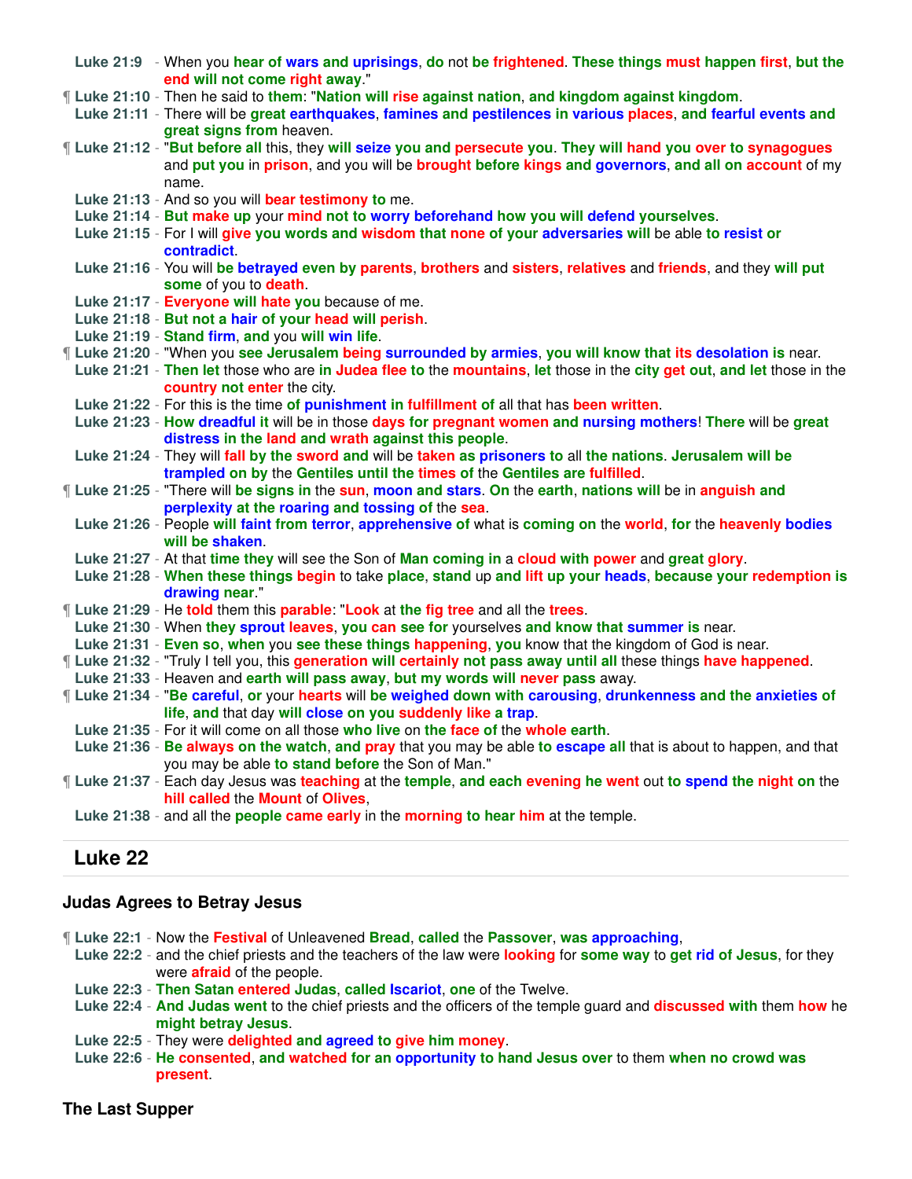**Luke 21:9** - When you hear of wars and uprisings, do not be frightened. These things must happen first, but the end will not come right away."

¶ **Luke 21:10** - Then he said to them: "Nation will rise against nation, and kingdom against kingdom.

**Luke 21:11** - There will be great earthquakes, famines and pestilences in various places, and fearful events and great signs from heaven.

¶ **Luke 21:12** - "But before all this, they will seize you and persecute you. They will hand you over to synagogues and put you in prison, and you will be brought before kings and governors, and all on account of my name.

**Luke 21:13** - And so you will bear testimony to me.

**Luke 21:14** - But make up your mind not to worry beforehand how you will defend yourselves.

**Luke 21:15** - For I will give you words and wisdom that none of your adversaries will be able to resist or contradict.

**Luke 21:16** - You will be betrayed even by parents, brothers and sisters, relatives and friends, and they will put some of you to death.

**Luke 21:17** - Everyone will hate you because of me.

**Luke 21:18** - But not a hair of your head will perish.

**Luke 21:19** - Stand firm, and you will win life.

¶ **Luke 21:20** - "When you see Jerusalem being surrounded by armies, you will know that its desolation is near.

**Luke 21:21** - Then let those who are in Judea flee to the mountains, let those in the city get out, and let those in the country not enter the city.

**Luke 21:22** - For this is the time of punishment in fulfillment of all that has been written.

**Luke 21:23** - How dreadful it will be in those days for pregnant women and nursing mothers! There will be great distress in the land and wrath against this people.

**Luke 21:24** - They will fall by the sword and will be taken as prisoners to all the nations. Jerusalem will be trampled on by the Gentiles until the times of the Gentiles are fulfilled.

¶ **Luke 21:25** - "There will be signs in the sun, moon and stars. On the earth, nations will be in anguish and perplexity at the roaring and tossing of the sea.

**Luke 21:26** - People will faint from terror, apprehensive of what is coming on the world, for the heavenly bodies will be shaken.

**Luke 21:27** - At that time they will see the Son of Man coming in a cloud with power and great glory.

**Luke 21:28** - When these things begin to take place, stand up and lift up your heads, because your redemption is drawing near."

¶ **Luke 21:29** - He told them this parable: "Look at the fig tree and all the trees.

**Luke 21:30** - When they sprout leaves, you can see for yourselves and know that summer is near.

**Luke 21:31** - Even so, when you see these things happening, you know that the kingdom of God is near.

¶ **Luke 21:32** - "Truly I tell you, this generation will certainly not pass away until all these things have happened.

**Luke 21:33** - Heaven and earth will pass away, but my words will never pass away.

¶ **Luke 21:34** - "Be careful, or your hearts will be weighed down with carousing, drunkenness and the anxieties of life, and that day will close on you suddenly like a trap.

**Luke 21:35** - For it will come on all those who live on the face of the whole earth.

**Luke 21:36** - Be always on the watch, and pray that you may be able to escape all that is about to happen, and that you may be able to stand before the Son of Man."

¶ **Luke 21:37** - Each day Jesus was teaching at the temple, and each evening he went out to spend the night on the hill called the Mount of Olives,

**Luke 21:38** - and all the people came early in the morning to hear him at the temple.

## Luke 22

### Judas Agrees to Betray Jesus

¶ **Luke 22:1** - Now the Festival of Unleavened Bread, called the Passover, was approaching,

**Luke 22:2** - and the chief priests and the teachers of the law were looking for some way to get rid of Jesus, for they were afraid of the people.

**Luke 22:3** - Then Satan entered Judas, called Iscariot, one of the Twelve.

**Luke 22:4** - And Judas went to the chief priests and the officers of the temple guard and discussed with them how he might betray Jesus.

**Luke 22:5** - They were delighted and agreed to give him money.

**Luke 22:6** - He consented, and watched for an opportunity to hand Jesus over to them when no crowd was present.

### The Last Supper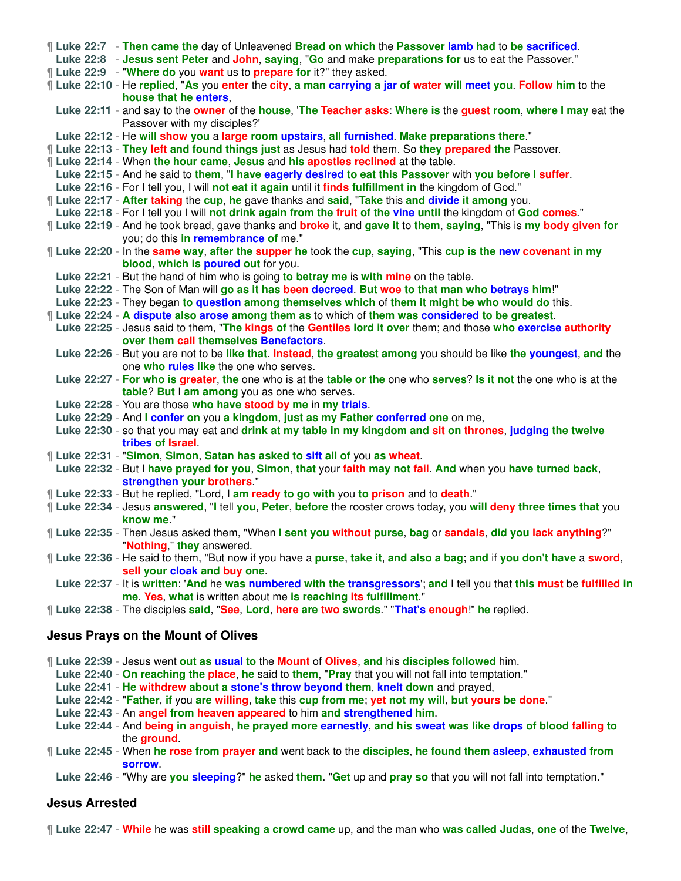¶ **Luke 22:7** - Then came the day of Unleavened Bread on which the Passover lamb had to be sacrificed.
**Luke 22:8** - Jesus sent Peter and John, saying, "Go and make preparations for us to eat the Passover."
¶ **Luke 22:9** - "Where do you want us to prepare for it?" they asked.
¶ **Luke 22:10** - He replied, "As you enter the city, a man carrying a jar of water will meet you. Follow him to the house that he enters,
**Luke 22:11** - and say to the owner of the house, 'The Teacher asks: Where is the guest room, where I may eat the Passover with my disciples?'
**Luke 22:12** - He will show you a large room upstairs, all furnished. Make preparations there."
¶ **Luke 22:13** - They left and found things just as Jesus had told them. So they prepared the Passover.
¶ **Luke 22:14** - When the hour came, Jesus and his apostles reclined at the table.
**Luke 22:15** - And he said to them, "I have eagerly desired to eat this Passover with you before I suffer.
**Luke 22:16** - For I tell you, I will not eat it again until it finds fulfillment in the kingdom of God."
¶ **Luke 22:17** - After taking the cup, he gave thanks and said, "Take this and divide it among you.
**Luke 22:18** - For I tell you I will not drink again from the fruit of the vine until the kingdom of God comes."
¶ **Luke 22:19** - And he took bread, gave thanks and broke it, and gave it to them, saying, "This is my body given for you; do this in remembrance of me."
¶ **Luke 22:20** - In the same way, after the supper he took the cup, saying, "This cup is the new covenant in my blood, which is poured out for you.
**Luke 22:21** - But the hand of him who is going to betray me is with mine on the table.
**Luke 22:22** - The Son of Man will go as it has been decreed. But woe to that man who betrays him!"
**Luke 22:23** - They began to question among themselves which of them it might be who would do this.
¶ **Luke 22:24** - A dispute also arose among them as to which of them was considered to be greatest.
**Luke 22:25** - Jesus said to them, "The kings of the Gentiles lord it over them; and those who exercise authority over them call themselves Benefactors.
**Luke 22:26** - But you are not to be like that. Instead, the greatest among you should be like the youngest, and the one who rules like the one who serves.
**Luke 22:27** - For who is greater, the one who is at the table or the one who serves? Is it not the one who is at the table? But I am among you as one who serves.
**Luke 22:28** - You are those who have stood by me in my trials.
**Luke 22:29** - And I confer on you a kingdom, just as my Father conferred one on me,
**Luke 22:30** - so that you may eat and drink at my table in my kingdom and sit on thrones, judging the twelve tribes of Israel.
¶ **Luke 22:31** - "Simon, Simon, Satan has asked to sift all of you as wheat.
**Luke 22:32** - But I have prayed for you, Simon, that your faith may not fail. And when you have turned back, strengthen your brothers."
¶ **Luke 22:33** - But he replied, "Lord, I am ready to go with you to prison and to death."
¶ **Luke 22:34** - Jesus answered, "I tell you, Peter, before the rooster crows today, you will deny three times that you know me."
¶ **Luke 22:35** - Then Jesus asked them, "When I sent you without purse, bag or sandals, did you lack anything?" "Nothing," they answered.
¶ **Luke 22:36** - He said to them, "But now if you have a purse, take it, and also a bag; and if you don't have a sword, sell your cloak and buy one.
**Luke 22:37** - It is written: 'And he was numbered with the transgressors'; and I tell you that this must be fulfilled in me. Yes, what is written about me is reaching its fulfillment."
¶ **Luke 22:38** - The disciples said, "See, Lord, here are two swords." "That's enough!" he replied.

### Jesus Prays on the Mount of Olives

¶ **Luke 22:39** - Jesus went out as usual to the Mount of Olives, and his disciples followed him.
**Luke 22:40** - On reaching the place, he said to them, "Pray that you will not fall into temptation."
**Luke 22:41** - He withdrew about a stone's throw beyond them, knelt down and prayed,
**Luke 22:42** - "Father, if you are willing, take this cup from me; yet not my will, but yours be done."
**Luke 22:43** - An angel from heaven appeared to him and strengthened him.
**Luke 22:44** - And being in anguish, he prayed more earnestly, and his sweat was like drops of blood falling to the ground.
¶ **Luke 22:45** - When he rose from prayer and went back to the disciples, he found them asleep, exhausted from sorrow.
**Luke 22:46** - "Why are you sleeping?" he asked them. "Get up and pray so that you will not fall into temptation."

### Jesus Arrested

¶ **Luke 22:47** - While he was still speaking a crowd came up, and the man who was called Judas, one of the Twelve,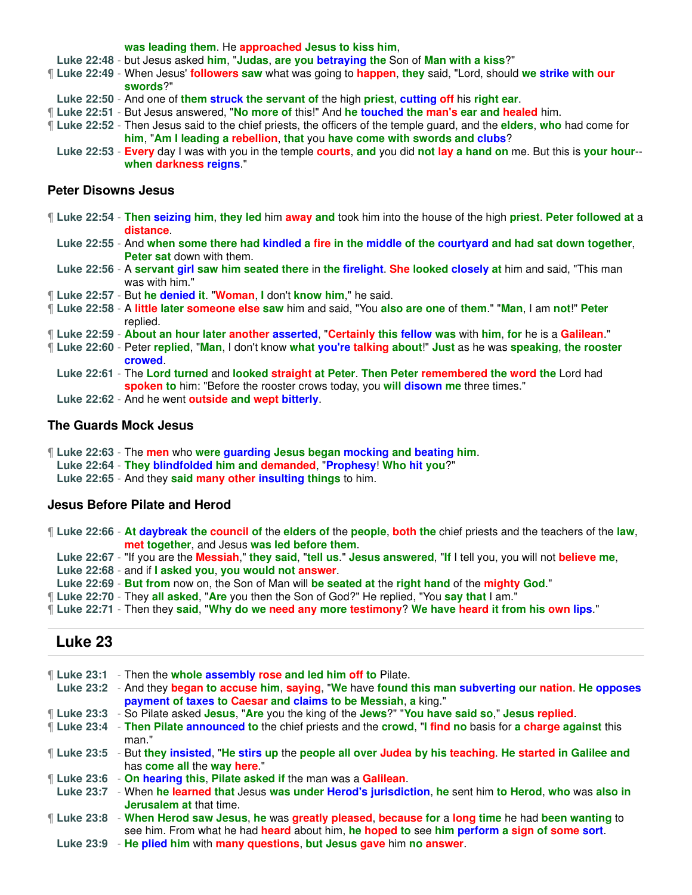was leading them. He approached Jesus to kiss him,

**Luke 22:48** - but Jesus asked him, "Judas, are you betraying the Son of Man with a kiss?"

¶ **Luke 22:49** - When Jesus' followers saw what was going to happen, they said, "Lord, should we strike with our swords?"

**Luke 22:50** - And one of them struck the servant of the high priest, cutting off his right ear.

¶ **Luke 22:51** - But Jesus answered, "No more of this!" And he touched the man's ear and healed him.

¶ **Luke 22:52** - Then Jesus said to the chief priests, the officers of the temple guard, and the elders, who had come for him, "Am I leading a rebellion, that you have come with swords and clubs?

**Luke 22:53** - Every day I was with you in the temple courts, and you did not lay a hand on me. But this is your hour--when darkness reigns."

### Peter Disowns Jesus

¶ **Luke 22:54** - Then seizing him, they led him away and took him into the house of the high priest. Peter followed at a distance.

**Luke 22:55** - And when some there had kindled a fire in the middle of the courtyard and had sat down together, Peter sat down with them.

**Luke 22:56** - A servant girl saw him seated there in the firelight. She looked closely at him and said, "This man was with him."

¶ **Luke 22:57** - But he denied it. "Woman, I don't know him," he said.

¶ **Luke 22:58** - A little later someone else saw him and said, "You also are one of them." "Man, I am not!" Peter replied.

¶ **Luke 22:59** - About an hour later another asserted, "Certainly this fellow was with him, for he is a Galilean."

¶ **Luke 22:60** - Peter replied, "Man, I don't know what you're talking about!" Just as he was speaking, the rooster crowed.

**Luke 22:61** - The Lord turned and looked straight at Peter. Then Peter remembered the word the Lord had spoken to him: "Before the rooster crows today, you will disown me three times."

**Luke 22:62** - And he went outside and wept bitterly.

### The Guards Mock Jesus

¶ **Luke 22:63** - The men who were guarding Jesus began mocking and beating him.

**Luke 22:64** - They blindfolded him and demanded, "Prophesy! Who hit you?"

**Luke 22:65** - And they said many other insulting things to him.

### Jesus Before Pilate and Herod

¶ **Luke 22:66** - At daybreak the council of the elders of the people, both the chief priests and the teachers of the law, met together, and Jesus was led before them.

**Luke 22:67** - "If you are the Messiah," they said, "tell us." Jesus answered, "If I tell you, you will not believe me,

**Luke 22:68** - and if I asked you, you would not answer.

**Luke 22:69** - But from now on, the Son of Man will be seated at the right hand of the mighty God."

¶ **Luke 22:70** - They all asked, "Are you then the Son of God?" He replied, "You say that I am."

¶ **Luke 22:71** - Then they said, "Why do we need any more testimony? We have heard it from his own lips."

---

## Luke 23

---

¶ **Luke 23:1** - Then the whole assembly rose and led him off to Pilate.

**Luke 23:2** - And they began to accuse him, saying, "We have found this man subverting our nation. He opposes payment of taxes to Caesar and claims to be Messiah, a king."

¶ **Luke 23:3** - So Pilate asked Jesus, "Are you the king of the Jews?" "You have said so," Jesus replied.

¶ **Luke 23:4** - Then Pilate announced to the chief priests and the crowd, "I find no basis for a charge against this man."

¶ **Luke 23:5** - But they insisted, "He stirs up the people all over Judea by his teaching. He started in Galilee and has come all the way here."

¶ **Luke 23:6** - On hearing this, Pilate asked if the man was a Galilean.

**Luke 23:7** - When he learned that Jesus was under Herod's jurisdiction, he sent him to Herod, who was also in Jerusalem at that time.

¶ **Luke 23:8** - When Herod saw Jesus, he was greatly pleased, because for a long time he had been wanting to see him. From what he had heard about him, he hoped to see him perform a sign of some sort.

**Luke 23:9** - He plied him with many questions, but Jesus gave him no answer.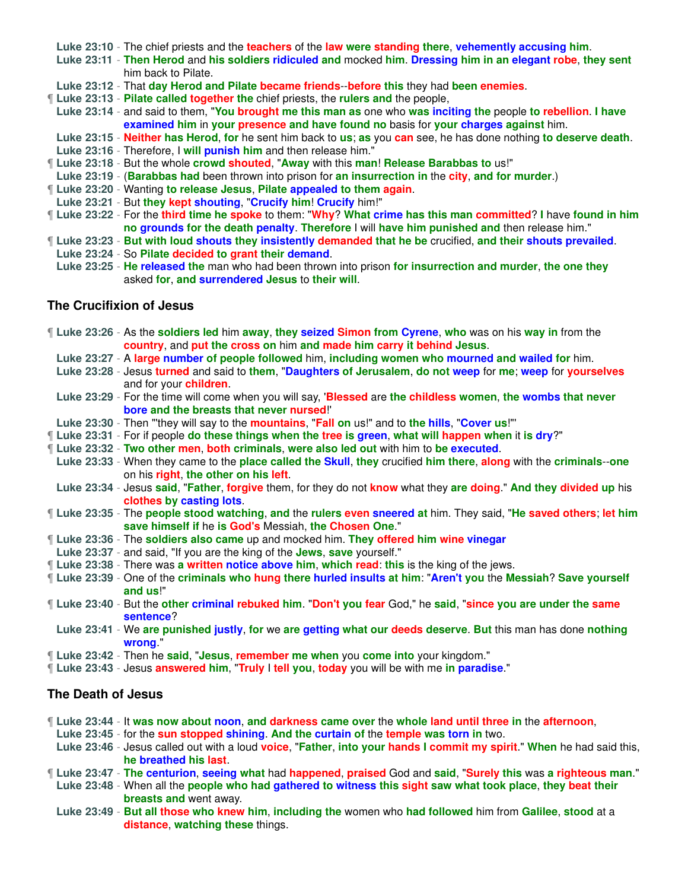**Luke 23:10** - The chief priests and the teachers of the law were standing there, vehemently accusing him.
**Luke 23:11** - Then Herod and his soldiers ridiculed and mocked him. Dressing him in an elegant robe, they sent him back to Pilate.
**Luke 23:12** - That day Herod and Pilate became friends--before this they had been enemies.
¶ **Luke 23:13** - Pilate called together the chief priests, the rulers and the people,
**Luke 23:14** - and said to them, "You brought me this man as one who was inciting the people to rebellion. I have examined him in your presence and have found no basis for your charges against him.
**Luke 23:15** - Neither has Herod, for he sent him back to us; as you can see, he has done nothing to deserve death.
**Luke 23:16** - Therefore, I will punish him and then release him."
¶ **Luke 23:18** - But the whole crowd shouted, "Away with this man! Release Barabbas to us!"
**Luke 23:19** - (Barabbas had been thrown into prison for an insurrection in the city, and for murder.)
¶ **Luke 23:20** - Wanting to release Jesus, Pilate appealed to them again.
**Luke 23:21** - But they kept shouting, "Crucify him! Crucify him!"
¶ **Luke 23:22** - For the third time he spoke to them: "Why? What crime has this man committed? I have found in him no grounds for the death penalty. Therefore I will have him punished and then release him."
¶ **Luke 23:23** - But with loud shouts they insistently demanded that he be crucified, and their shouts prevailed.
**Luke 23:24** - So Pilate decided to grant their demand.
**Luke 23:25** - He released the man who had been thrown into prison for insurrection and murder, the one they asked for, and surrendered Jesus to their will.

## The Crucifixion of Jesus

¶ **Luke 23:26** - As the soldiers led him away, they seized Simon from Cyrene, who was on his way in from the country, and put the cross on him and made him carry it behind Jesus.
**Luke 23:27** - A large number of people followed him, including women who mourned and wailed for him.
**Luke 23:28** - Jesus turned and said to them, "Daughters of Jerusalem, do not weep for me; weep for yourselves and for your children.
**Luke 23:29** - For the time will come when you will say, 'Blessed are the childless women, the wombs that never bore and the breasts that never nursed!'
**Luke 23:30** - Then "'they will say to the mountains, "Fall on us!" and to the hills, "Cover us!"'
¶ **Luke 23:31** - For if people do these things when the tree is green, what will happen when it is dry?"
¶ **Luke 23:32** - Two other men, both criminals, were also led out with him to be executed.
**Luke 23:33** - When they came to the place called the Skull, they crucified him there, along with the criminals--one on his right, the other on his left.
**Luke 23:34** - Jesus said, "Father, forgive them, for they do not know what they are doing." And they divided up his clothes by casting lots.
¶ **Luke 23:35** - The people stood watching, and the rulers even sneered at him. They said, "He saved others; let him save himself if he is God's Messiah, the Chosen One."
¶ **Luke 23:36** - The soldiers also came up and mocked him. They offered him wine vinegar
**Luke 23:37** - and said, "If you are the king of the Jews, save yourself."
¶ **Luke 23:38** - There was a written notice above him, which read: this is the king of the jews.
¶ **Luke 23:39** - One of the criminals who hung there hurled insults at him: "Aren't you the Messiah? Save yourself and us!"
¶ **Luke 23:40** - But the other criminal rebuked him. "Don't you fear God," he said, "since you are under the same sentence?
**Luke 23:41** - We are punished justly, for we are getting what our deeds deserve. But this man has done nothing wrong."
¶ **Luke 23:42** - Then he said, "Jesus, remember me when you come into your kingdom."
¶ **Luke 23:43** - Jesus answered him, "Truly I tell you, today you will be with me in paradise."

## The Death of Jesus

¶ **Luke 23:44** - It was now about noon, and darkness came over the whole land until three in the afternoon,
**Luke 23:45** - for the sun stopped shining. And the curtain of the temple was torn in two.
**Luke 23:46** - Jesus called out with a loud voice, "Father, into your hands I commit my spirit." When he had said this, he breathed his last.
¶ **Luke 23:47** - The centurion, seeing what had happened, praised God and said, "Surely this was a righteous man."
**Luke 23:48** - When all the people who had gathered to witness this sight saw what took place, they beat their breasts and went away.
**Luke 23:49** - But all those who knew him, including the women who had followed him from Galilee, stood at a distance, watching these things.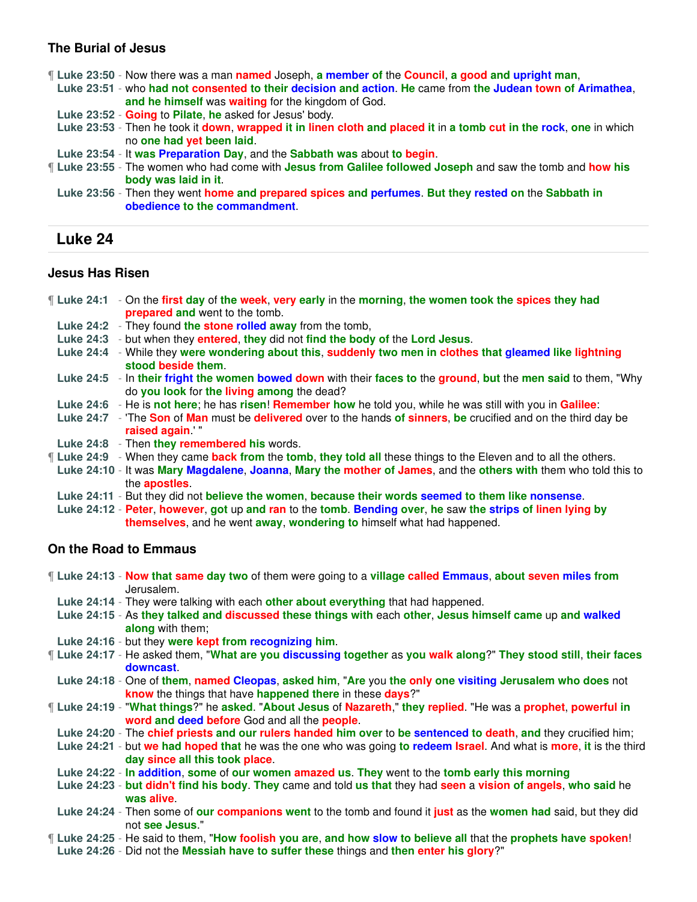### The Burial of Jesus

¶ **Luke 23:50** - Now there was a man named Joseph, a member of the Council, a good and upright man,
**Luke 23:51** - who had not consented to their decision and action. He came from the Judean town of Arimathea, and he himself was waiting for the kingdom of God.
**Luke 23:52** - Going to Pilate, he asked for Jesus' body.
**Luke 23:53** - Then he took it down, wrapped it in linen cloth and placed it in a tomb cut in the rock, one in which no one had yet been laid.
**Luke 23:54** - It was Preparation Day, and the Sabbath was about to begin.
¶ **Luke 23:55** - The women who had come with Jesus from Galilee followed Joseph and saw the tomb and how his body was laid in it.
**Luke 23:56** - Then they went home and prepared spices and perfumes. But they rested on the Sabbath in obedience to the commandment.

## Luke 24

### Jesus Has Risen

¶ **Luke 24:1** - On the first day of the week, very early in the morning, the women took the spices they had prepared and went to the tomb.
**Luke 24:2** - They found the stone rolled away from the tomb,
**Luke 24:3** - but when they entered, they did not find the body of the Lord Jesus.
**Luke 24:4** - While they were wondering about this, suddenly two men in clothes that gleamed like lightning stood beside them.
**Luke 24:5** - In their fright the women bowed down with their faces to the ground, but the men said to them, "Why do you look for the living among the dead?
**Luke 24:6** - He is not here; he has risen! Remember how he told you, while he was still with you in Galilee:
**Luke 24:7** - 'The Son of Man must be delivered over to the hands of sinners, be crucified and on the third day be raised again.' "
**Luke 24:8** - Then they remembered his words.
¶ **Luke 24:9** - When they came back from the tomb, they told all these things to the Eleven and to all the others.
**Luke 24:10** - It was Mary Magdalene, Joanna, Mary the mother of James, and the others with them who told this to the apostles.
**Luke 24:11** - But they did not believe the women, because their words seemed to them like nonsense.
**Luke 24:12** - Peter, however, got up and ran to the tomb. Bending over, he saw the strips of linen lying by themselves, and he went away, wondering to himself what had happened.

### On the Road to Emmaus

¶ **Luke 24:13** - Now that same day two of them were going to a village called Emmaus, about seven miles from Jerusalem.
**Luke 24:14** - They were talking with each other about everything that had happened.
**Luke 24:15** - As they talked and discussed these things with each other, Jesus himself came up and walked along with them;
**Luke 24:16** - but they were kept from recognizing him.
¶ **Luke 24:17** - He asked them, "What are you discussing together as you walk along?" They stood still, their faces downcast.
**Luke 24:18** - One of them, named Cleopas, asked him, "Are you the only one visiting Jerusalem who does not know the things that have happened there in these days?"
¶ **Luke 24:19** - "What things?" he asked. "About Jesus of Nazareth," they replied. "He was a prophet, powerful in word and deed before God and all the people.
**Luke 24:20** - The chief priests and our rulers handed him over to be sentenced to death, and they crucified him;
**Luke 24:21** - but we had hoped that he was the one who was going to redeem Israel. And what is more, it is the third day since all this took place.
**Luke 24:22** - In addition, some of our women amazed us. They went to the tomb early this morning
**Luke 24:23** - but didn't find his body. They came and told us that they had seen a vision of angels, who said he was alive.
**Luke 24:24** - Then some of our companions went to the tomb and found it just as the women had said, but they did not see Jesus."
¶ **Luke 24:25** - He said to them, "How foolish you are, and how slow to believe all that the prophets have spoken!
**Luke 24:26** - Did not the Messiah have to suffer these things and then enter his glory?"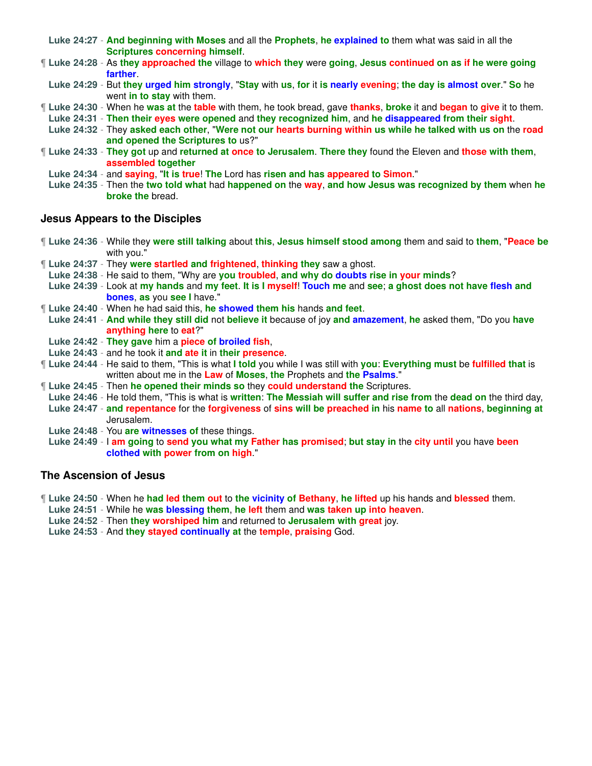**Luke 24:27** - And beginning with Moses and all the Prophets, he explained to them what was said in all the Scriptures concerning himself.

¶ **Luke 24:28** - As they approached the village to which they were going, Jesus continued on as if he were going farther.

**Luke 24:29** - But they urged him strongly, "Stay with us, for it is nearly evening; the day is almost over." So he went in to stay with them.

¶ **Luke 24:30** - When he was at the table with them, he took bread, gave thanks, broke it and began to give it to them.

**Luke 24:31** - Then their eyes were opened and they recognized him, and he disappeared from their sight.

**Luke 24:32** - They asked each other, "Were not our hearts burning within us while he talked with us on the road and opened the Scriptures to us?"

¶ **Luke 24:33** - They got up and returned at once to Jerusalem. There they found the Eleven and those with them, assembled together

**Luke 24:34** - and saying, "It is true! The Lord has risen and has appeared to Simon."

**Luke 24:35** - Then the two told what had happened on the way, and how Jesus was recognized by them when he broke the bread.

### Jesus Appears to the Disciples

¶ **Luke 24:36** - While they were still talking about this, Jesus himself stood among them and said to them, "Peace be with you."

¶ **Luke 24:37** - They were startled and frightened, thinking they saw a ghost.

**Luke 24:38** - He said to them, "Why are you troubled, and why do doubts rise in your minds?

**Luke 24:39** - Look at my hands and my feet. It is I myself! Touch me and see; a ghost does not have flesh and bones, as you see I have."

¶ **Luke 24:40** - When he had said this, he showed them his hands and feet.

**Luke 24:41** - And while they still did not believe it because of joy and amazement, he asked them, "Do you have anything here to eat?"

**Luke 24:42** - They gave him a piece of broiled fish,

**Luke 24:43** - and he took it and ate it in their presence.

¶ **Luke 24:44** - He said to them, "This is what I told you while I was still with you: Everything must be fulfilled that is written about me in the Law of Moses, the Prophets and the Psalms."

¶ **Luke 24:45** - Then he opened their minds so they could understand the Scriptures.

**Luke 24:46** - He told them, "This is what is written: The Messiah will suffer and rise from the dead on the third day,

**Luke 24:47** - and repentance for the forgiveness of sins will be preached in his name to all nations, beginning at Jerusalem.

**Luke 24:48** - You are witnesses of these things.

**Luke 24:49** - I am going to send you what my Father has promised; but stay in the city until you have been clothed with power from on high."

### The Ascension of Jesus

¶ **Luke 24:50** - When he had led them out to the vicinity of Bethany, he lifted up his hands and blessed them.

**Luke 24:51** - While he was blessing them, he left them and was taken up into heaven.

**Luke 24:52** - Then they worshiped him and returned to Jerusalem with great joy.

**Luke 24:53** - And they stayed continually at the temple, praising God.